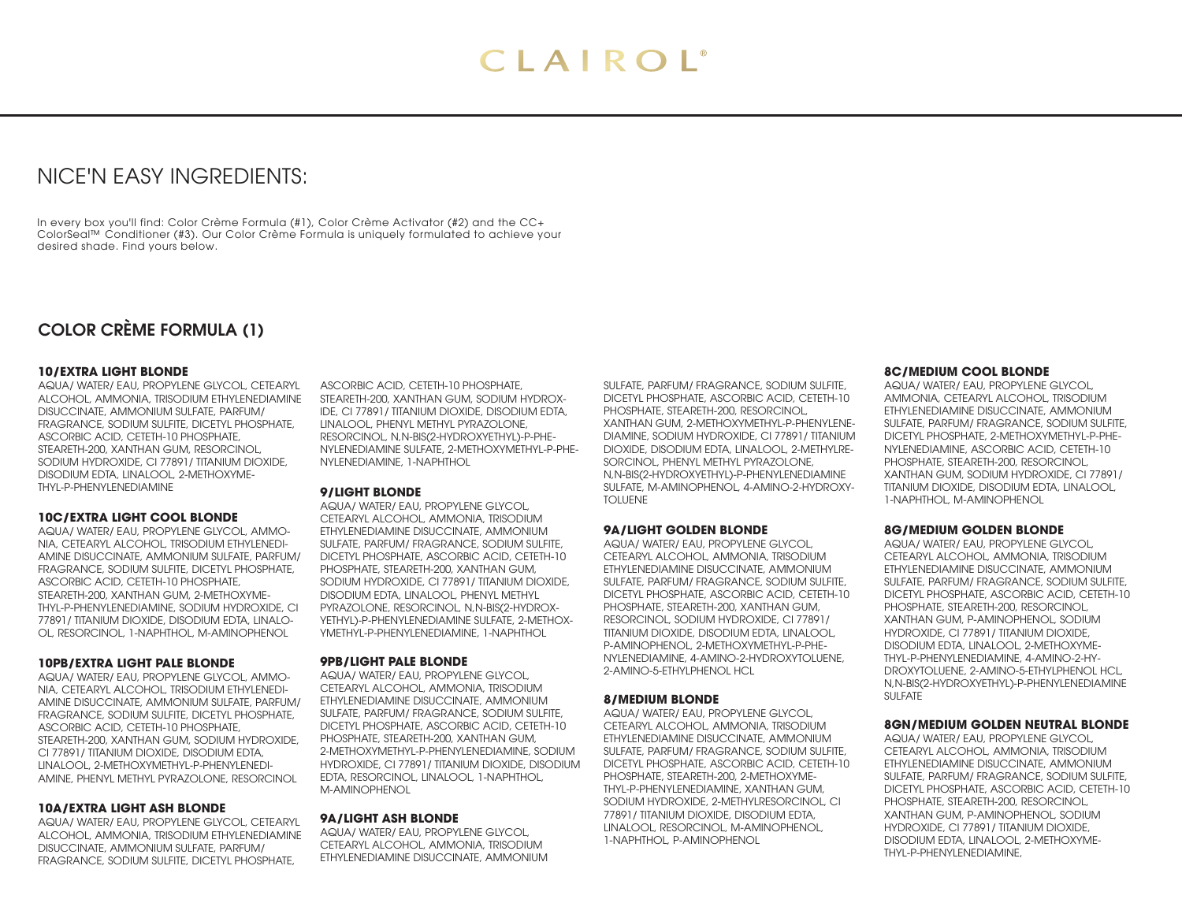# CLAIROL®

## NICE'N EASY INGREDIENTS:

In every box you'll find: Color Crème Formula (#1), Color Crème Activator (#2) and the CC+ ColorSeal™ Conditioner (#3). Our Color Crème Formula is uniquely formulated to achieve your desired shade. Find yours below.

## COLOR CRÈME FORMULA (1)

**10/EXTRA LIGHT BLONDE**
AQUA/ WATER/ EAU, PROPYLENE GLYCOL, CETEARYL ALCOHOL, AMMONIA, TRISODIUM ETHYLENEDIAMINE DISUCCINATE, AMMONIUM SULFATE, PARFUM/ FRAGRANCE, SODIUM SULFITE, DICETYL PHOSPHATE, ASCORBIC ACID, CETETH-10 PHOSPHATE, STEARETH-200, XANTHAN GUM, RESORCINOL, SODIUM HYDROXIDE, CI 77891/ TITANIUM DIOXIDE, DISODIUM EDTA, LINALOOL, 2-METHOXYMETHYL-P-PHENYLENEDIAMINE

**10C/EXTRA LIGHT COOL BLONDE**
AQUA/ WATER/ EAU, PROPYLENE GLYCOL, AMMONIA, CETEARYL ALCOHOL, TRISODIUM ETHYLENEDIAMINE DISUCCINATE, AMMONIUM SULFATE, PARFUM/ FRAGRANCE, SODIUM SULFITE, DICETYL PHOSPHATE, ASCORBIC ACID, CETETH-10 PHOSPHATE, STEARETH-200, XANTHAN GUM, 2-METHOXYMETHYL-P-PHENYLENEDIAMINE, SODIUM HYDROXIDE, CI 77891/ TITANIUM DIOXIDE, DISODIUM EDTA, LINALOOL, RESORCINOL, 1-NAPHTHOL, M-AMINOPHENOL

**10PB/EXTRA LIGHT PALE BLONDE**
AQUA/ WATER/ EAU, PROPYLENE GLYCOL, AMMONIA, CETEARYL ALCOHOL, TRISODIUM ETHYLENEDIAMINE DISUCCINATE, AMMONIUM SULFATE, PARFUM/ FRAGRANCE, SODIUM SULFITE, DICETYL PHOSPHATE, ASCORBIC ACID, CETETH-10 PHOSPHATE, STEARETH-200, XANTHAN GUM, SODIUM HYDROXIDE, CI 77891/ TITANIUM DIOXIDE, DISODIUM EDTA, LINALOOL, 2-METHOXYMETHYL-P-PHENYLENEDIAMINE, PHENYL METHYL PYRAZOLONE, RESORCINOL

**10A/EXTRA LIGHT ASH BLONDE**
AQUA/ WATER/ EAU, PROPYLENE GLYCOL, CETEARYL ALCOHOL, AMMONIA, TRISODIUM ETHYLENEDIAMINE DISUCCINATE, AMMONIUM SULFATE, PARFUM/ FRAGRANCE, SODIUM SULFITE, DICETYL PHOSPHATE, ASCORBIC ACID, CETETH-10 PHOSPHATE, STEARETH-200, XANTHAN GUM, SODIUM HYDROXIDE, CI 77891/ TITANIUM DIOXIDE, DISODIUM EDTA, LINALOOL, PHENYL METHYL PYRAZOLONE, RESORCINOL, N,N-BIS(2-HYDROXYETHYL)-P-PHENYLENEDIAMINE SULFATE, 2-METHOXYMETHYL-P-PHENYLENEDIAMINE, 1-NAPHTHOL

**9/LIGHT BLONDE**
AQUA/ WATER/ EAU, PROPYLENE GLYCOL, CETEARYL ALCOHOL, AMMONIA, TRISODIUM ETHYLENEDIAMINE DISUCCINATE, AMMONIUM SULFATE, PARFUM/ FRAGRANCE, SODIUM SULFITE, DICETYL PHOSPHATE, ASCORBIC ACID, CETETH-10 PHOSPHATE, STEARETH-200, XANTHAN GUM, SODIUM HYDROXIDE, CI 77891/ TITANIUM DIOXIDE, DISODIUM EDTA, LINALOOL, PHENYL METHYL PYRAZOLONE, RESORCINOL, N,N-BIS(2-HYDROXYETHYL)-P-PHENYLENEDIAMINE SULFATE, 2-METHOXYMETHYL-P-PHENYLENEDIAMINE, 1-NAPHTHOL

**9PB/LIGHT PALE BLONDE**
AQUA/ WATER/ EAU, PROPYLENE GLYCOL, CETEARYL ALCOHOL, AMMONIA, TRISODIUM ETHYLENEDIAMINE DISUCCINATE, AMMONIUM SULFATE, PARFUM/ FRAGRANCE, SODIUM SULFITE, DICETYL PHOSPHATE, ASCORBIC ACID, CETETH-10 PHOSPHATE, STEARETH-200, XANTHAN GUM, 2-METHOXYMETHYL-P-PHENYLENEDIAMINE, SODIUM HYDROXIDE, CI 77891/ TITANIUM DIOXIDE, DISODIUM EDTA, RESORCINOL, LINALOOL, 1-NAPHTHOL, M-AMINOPHENOL

**9A/LIGHT ASH BLONDE**
AQUA/ WATER/ EAU, PROPYLENE GLYCOL, CETEARYL ALCOHOL, AMMONIA, TRISODIUM ETHYLENEDIAMINE DISUCCINATE, AMMONIUM SULFATE, PARFUM/ FRAGRANCE, SODIUM SULFITE, DICETYL PHOSPHATE, ASCORBIC ACID, CETETH-10 PHOSPHATE, STEARETH-200, RESORCINOL, XANTHAN GUM, 2-METHOXYMETHYL-P-PHENYLENEDIAMINE, SODIUM HYDROXIDE, CI 77891/ TITANIUM DIOXIDE, DISODIUM EDTA, LINALOOL, 2-METHYLRESORCINOL, PHENYL METHYL PYRAZOLONE, N,N-BIS(2-HYDROXYETHYL)-P-PHENYLENEDIAMINE SULFATE, M-AMINOPHENOL, 4-AMINO-2-HYDROXYTOLUENE

**9A/LIGHT GOLDEN BLONDE**
AQUA/ WATER/ EAU, PROPYLENE GLYCOL, CETEARYL ALCOHOL, AMMONIA, TRISODIUM ETHYLENEDIAMINE DISUCCINATE, AMMONIUM SULFATE, PARFUM/ FRAGRANCE, SODIUM SULFITE, DICETYL PHOSPHATE, ASCORBIC ACID, CETETH-10 PHOSPHATE, STEARETH-200, XANTHAN GUM, RESORCINOL, SODIUM HYDROXIDE, CI 77891/ TITANIUM DIOXIDE, DISODIUM EDTA, LINALOOL, P-AMINOPHENOL, 2-METHOXYMETHYL-P-PHENYLENEDIAMINE, 4-AMINO-2-HYDROXYTOLUENE, 2-AMINO-5-ETHYLPHENOL HCL

**8/MEDIUM BLONDE**
AQUA/ WATER/ EAU, PROPYLENE GLYCOL, CETEARYL ALCOHOL, AMMONIA, TRISODIUM ETHYLENEDIAMINE DISUCCINATE, AMMONIUM SULFATE, PARFUM/ FRAGRANCE, SODIUM SULFITE, DICETYL PHOSPHATE, ASCORBIC ACID, CETETH-10 PHOSPHATE, STEARETH-200, 2-METHOXYMETHYL-P-PHENYLENEDIAMINE, XANTHAN GUM, SODIUM HYDROXIDE, 2-METHYLRESORCINOL, CI 77891/ TITANIUM DIOXIDE, DISODIUM EDTA, LINALOOL, RESORCINOL, M-AMINOPHENOL, 1-NAPHTHOL, P-AMINOPHENOL

**8C/MEDIUM COOL BLONDE**
AQUA/ WATER/ EAU, PROPYLENE GLYCOL, AMMONIA, CETEARYL ALCOHOL, TRISODIUM ETHYLENEDIAMINE DISUCCINATE, AMMONIUM SULFATE, PARFUM/ FRAGRANCE, SODIUM SULFITE, DICETYL PHOSPHATE, 2-METHOXYMETHYL-P-PHENYLENEDIAMINE, ASCORBIC ACID, CETETH-10 PHOSPHATE, STEARETH-200, RESORCINOL, XANTHAN GUM, SODIUM HYDROXIDE, CI 77891/ TITANIUM DIOXIDE, DISODIUM EDTA, LINALOOL, 1-NAPHTHOL, M-AMINOPHENOL

**8G/MEDIUM GOLDEN BLONDE**
AQUA/ WATER/ EAU, PROPYLENE GLYCOL, CETEARYL ALCOHOL, AMMONIA, TRISODIUM ETHYLENEDIAMINE DISUCCINATE, AMMONIUM SULFATE, PARFUM/ FRAGRANCE, SODIUM SULFITE, DICETYL PHOSPHATE, ASCORBIC ACID, CETETH-10 PHOSPHATE, STEARETH-200, RESORCINOL, XANTHAN GUM, P-AMINOPHENOL, SODIUM HYDROXIDE, CI 77891/ TITANIUM DIOXIDE, DISODIUM EDTA, LINALOOL, 2-METHOXYMETHYL-P-PHENYLENEDIAMINE, 4-AMINO-2-HYDROXYTOLUENE, 2-AMINO-5-ETHYLPHENOL HCL, N,N-BIS(2-HYDROXYETHYL)-P-PHENYLENEDIAMINE SULFATE

**8GN/MEDIUM GOLDEN NEUTRAL BLONDE**
AQUA/ WATER/ EAU, PROPYLENE GLYCOL, CETEARYL ALCOHOL, AMMONIA, TRISODIUM ETHYLENEDIAMINE DISUCCINATE, AMMONIUM SULFATE, PARFUM/ FRAGRANCE, SODIUM SULFITE, DICETYL PHOSPHATE, ASCORBIC ACID, CETETH-10 PHOSPHATE, STEARETH-200, RESORCINOL, XANTHAN GUM, P-AMINOPHENOL, SODIUM HYDROXIDE, CI 77891/ TITANIUM DIOXIDE, DISODIUM EDTA, LINALOOL, 2-METHOXYMETHYL-P-PHENYLENEDIAMINE,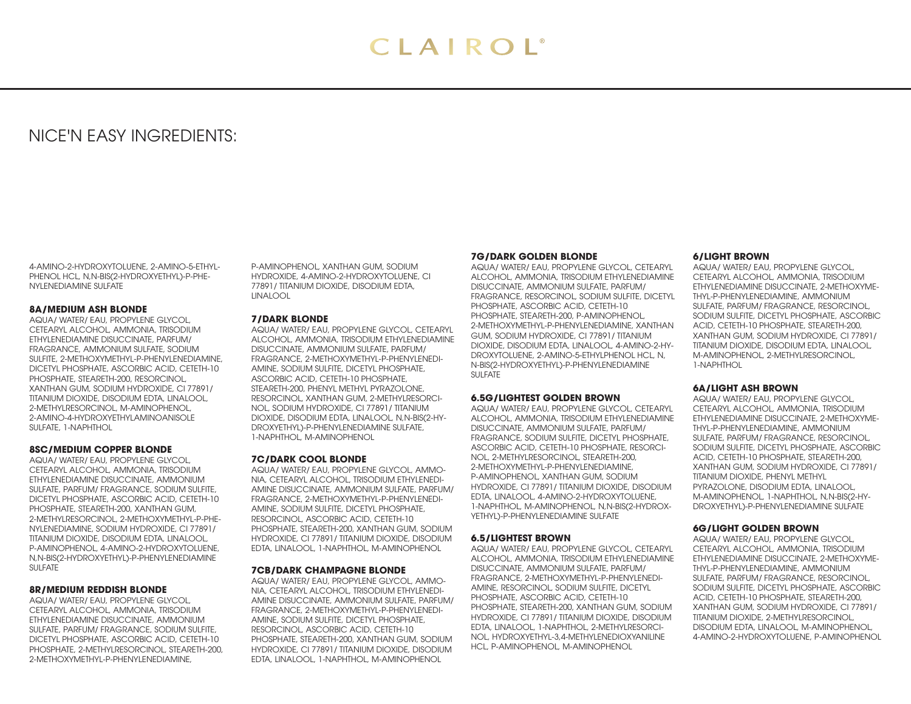# NICE'N EASY INGREDIENTS:

4-AMINO-2-HYDROXYTOLUENE, 2-AMINO-5-ETHYLPHENOL HCL, N,N-BIS(2-HYDROXYETHYL)-P-PHENYLENEDIAMINE SULFATE

### 8A/MEDIUM ASH BLONDE

AQUA/ WATER/ EAU, PROPYLENE GLYCOL, CETEARYL ALCOHOL, AMMONIA, TRISODIUM ETHYLENEDIAMINE DISUCCINATE, PARFUM/ FRAGRANCE, AMMONIUM SULFATE, SODIUM SULFITE, 2-METHOXYMETHYL-P-PHENYLENEDIAMINE, DICETYL PHOSPHATE, ASCORBIC ACID, CETETH-10 PHOSPHATE, STEARETH-200, RESORCINOL, XANTHAN GUM, SODIUM HYDROXIDE, CI 77891/ TITANIUM DIOXIDE, DISODIUM EDTA, LINALOOL, 2-METHYLRESORCINOL, M-AMINOPHENOL, 2-AMINO-4-HYDROXYETHYLAMINOANISOLE SULFATE, 1-NAPHTHOL

### 8SC/MEDIUM COPPER BLONDE

AQUA/ WATER/ EAU, PROPYLENE GLYCOL, CETEARYL ALCOHOL, AMMONIA, TRISODIUM ETHYLENEDIAMINE DISUCCINATE, AMMONIUM SULFATE, PARFUM/ FRAGRANCE, SODIUM SULFITE, DICETYL PHOSPHATE, ASCORBIC ACID, CETETH-10 PHOSPHATE, STEARETH-200, XANTHAN GUM, 2-METHYLRESORCINOL, 2-METHOXYMETHYL-P-PHENYLENEDIAMINE, SODIUM HYDROXIDE, CI 77891/ TITANIUM DIOXIDE, DISODIUM EDTA, LINALOOL, P-AMINOPHENOL, 4-AMINO-2-HYDROXYTOLUENE, N,N-BIS(2-HYDROXYETHYL)-P-PHENYLENEDIAMINE SULFATE

### 8R/MEDIUM REDDISH BLONDE

AQUA/ WATER/ EAU, PROPYLENE GLYCOL, CETEARYL ALCOHOL, AMMONIA, TRISODIUM ETHYLENEDIAMINE DISUCCINATE, AMMONIUM SULFATE, PARFUM/ FRAGRANCE, SODIUM SULFITE, DICETYL PHOSPHATE, ASCORBIC ACID, CETETH-10 PHOSPHATE, 2-METHYLRESORCINOL, STEARETH-200, 2-METHOXYMETHYL-P-PHENYLENEDIAMINE, P-AMINOPHENOL, XANTHAN GUM, SODIUM HYDROXIDE, 4-AMINO-2-HYDROXYTOLUENE, CI 77891/ TITANIUM DIOXIDE, DISODIUM EDTA, LINALOOL

### 7/DARK BLONDE

AQUA/ WATER/ EAU, PROPYLENE GLYCOL, CETEARYL ALCOHOL, AMMONIA, TRISODIUM ETHYLENEDIAMINE DISUCCINATE, AMMONIUM SULFATE, PARFUM/ FRAGRANCE, 2-METHOXYMETHYL-P-PHENYLENEDIAMINE, SODIUM SULFITE, DICETYL PHOSPHATE, ASCORBIC ACID, CETETH-10 PHOSPHATE, STEARETH-200, PHENYL METHYL PYRAZOLONE, RESORCINOL, XANTHAN GUM, 2-METHYLRESORCINOL, SODIUM HYDROXIDE, CI 77891/ TITANIUM DIOXIDE, DISODIUM EDTA, LINALOOL, N,N-BIS(2-HYDROXYETHYL)-P-PHENYLENEDIAMINE SULFATE, 1-NAPHTHOL, M-AMINOPHENOL

### 7C/DARK COOL BLONDE

AQUA/ WATER/ EAU, PROPYLENE GLYCOL, AMMONIA, CETEARYL ALCOHOL, TRISODIUM ETHYLENEDIAMINE DISUCCINATE, AMMONIUM SULFATE, PARFUM/ FRAGRANCE, 2-METHOXYMETHYL-P-PHENYLENEDIAMINE, SODIUM SULFITE, DICETYL PHOSPHATE, RESORCINOL, ASCORBIC ACID, CETETH-10 PHOSPHATE, STEARETH-200, XANTHAN GUM, SODIUM HYDROXIDE, CI 77891/ TITANIUM DIOXIDE, DISODIUM EDTA, LINALOOL, 1-NAPHTHOL, M-AMINOPHENOL

### 7CB/DARK CHAMPAGNE BLONDE

AQUA/ WATER/ EAU, PROPYLENE GLYCOL, AMMONIA, CETEARYL ALCOHOL, TRISODIUM ETHYLENEDIAMINE DISUCCINATE, AMMONIUM SULFATE, PARFUM/ FRAGRANCE, 2-METHOXYMETHYL-P-PHENYLENEDIAMINE, SODIUM SULFITE, DICETYL PHOSPHATE, RESORCINOL, ASCORBIC ACID, CETETH-10 PHOSPHATE, STEARETH-200, XANTHAN GUM, SODIUM HYDROXIDE, CI 77891/ TITANIUM DIOXIDE, DISODIUM EDTA, LINALOOL, 1-NAPHTHOL, M-AMINOPHENOL

### 7G/DARK GOLDEN BLONDE

AQUA/ WATER/ EAU, PROPYLENE GLYCOL, CETEARYL ALCOHOL, AMMONIA, TRISODIUM ETHYLENEDIAMINE DISUCCINATE, AMMONIUM SULFATE, PARFUM/ FRAGRANCE, RESORCINOL, SODIUM SULFITE, DICETYL PHOSPHATE, ASCORBIC ACID, CETETH-10 PHOSPHATE, STEARETH-200, P-AMINOPHENOL, 2-METHOXYMETHYL-P-PHENYLENEDIAMINE, XANTHAN GUM, SODIUM HYDROXIDE, CI 77891/ TITANIUM DIOXIDE, DISODIUM EDTA, LINALOOL, 4-AMINO-2-HYDROXYTOLUENE, 2-AMINO-5-ETHYLPHENOL HCL, N,N-BIS(2-HYDROXYETHYL)-P-PHENYLENEDIAMINE SULFATE

### 6.5G/LIGHTEST GOLDEN BROWN

AQUA/ WATER/ EAU, PROPYLENE GLYCOL, CETEARYL ALCOHOL, AMMONIA, TRISODIUM ETHYLENEDIAMINE DISUCCINATE, AMMONIUM SULFATE, PARFUM/ FRAGRANCE, SODIUM SULFITE, DICETYL PHOSPHATE, ASCORBIC ACID, CETETH-10 PHOSPHATE, RESORCINOL, 2-METHYLRESORCINOL, STEARETH-200, 2-METHOXYMETHYL-P-PHENYLENEDIAMINE, P-AMINOPHENOL, XANTHAN GUM, SODIUM HYDROXIDE, CI 77891/ TITANIUM DIOXIDE, DISODIUM EDTA, LINALOOL, 4-AMINO-2-HYDROXYTOLUENE, 1-NAPHTHOL, M-AMINOPHENOL, N,N-BIS(2-HYDROXYETHYL)-P-PHENYLENEDIAMINE SULFATE

### 6.5/LIGHTEST BROWN

AQUA/ WATER/ EAU, PROPYLENE GLYCOL, CETEARYL ALCOHOL, AMMONIA, TRISODIUM ETHYLENEDIAMINE DISUCCINATE, AMMONIUM SULFATE, PARFUM/ FRAGRANCE, 2-METHOXYMETHYL-P-PHENYLENEDIAMINE, RESORCINOL, SODIUM SULFITE, DICETYL PHOSPHATE, ASCORBIC ACID, CETETH-10 PHOSPHATE, STEARETH-200, XANTHAN GUM, SODIUM HYDROXIDE, CI 77891/ TITANIUM DIOXIDE, DISODIUM EDTA, LINALOOL, 1-NAPHTHOL, 2-METHYLRESORCINOL, HYDROXYETHYL-3,4-METHYLENEDIOXYANILINE HCL, P-AMINOPHENOL, M-AMINOPHENOL

### 6/LIGHT BROWN

AQUA/ WATER/ EAU, PROPYLENE GLYCOL, CETEARYL ALCOHOL, AMMONIA, TRISODIUM ETHYLENEDIAMINE DISUCCINATE, 2-METHOXYMETHYL-P-PHENYLENEDIAMINE, AMMONIUM SULFATE, PARFUM/ FRAGRANCE, RESORCINOL, SODIUM SULFITE, DICETYL PHOSPHATE, ASCORBIC ACID, CETETH-10 PHOSPHATE, STEARETH-200, XANTHAN GUM, SODIUM HYDROXIDE, CI 77891/ TITANIUM DIOXIDE, DISODIUM EDTA, LINALOOL, M-AMINOPHENOL, 2-METHYLRESORCINOL, 1-NAPHTHOL

### 6A/LIGHT ASH BROWN

AQUA/ WATER/ EAU, PROPYLENE GLYCOL, CETEARYL ALCOHOL, AMMONIA, TRISODIUM ETHYLENEDIAMINE DISUCCINATE, 2-METHOXYMETHYL-P-PHENYLENEDIAMINE, AMMONIUM SULFATE, PARFUM/ FRAGRANCE, RESORCINOL, SODIUM SULFITE, DICETYL PHOSPHATE, ASCORBIC ACID, CETETH-10 PHOSPHATE, STEARETH-200, XANTHAN GUM, SODIUM HYDROXIDE, CI 77891/ TITANIUM DIOXIDE, PHENYL METHYL PYRAZOLONE, DISODIUM EDTA, LINALOOL, M-AMINOPHENOL, 1-NAPHTHOL, N,N-BIS(2-HYDROXYETHYL)-P-PHENYLENEDIAMINE SULFATE

### 6G/LIGHT GOLDEN BROWN

AQUA/ WATER/ EAU, PROPYLENE GLYCOL, CETEARYL ALCOHOL, AMMONIA, TRISODIUM ETHYLENEDIAMINE DISUCCINATE, 2-METHOXYMETHYL-P-PHENYLENEDIAMINE, AMMONIUM SULFATE, PARFUM/ FRAGRANCE, RESORCINOL, SODIUM SULFITE, DICETYL PHOSPHATE, ASCORBIC ACID, CETETH-10 PHOSPHATE, STEARETH-200, XANTHAN GUM, SODIUM HYDROXIDE, CI 77891/ TITANIUM DIOXIDE, 2-METHYLRESORCINOL, DISODIUM EDTA, LINALOOL, M-AMINOPHENOL, 4-AMINO-2-HYDROXYTOLUENE, P-AMINOPHENOL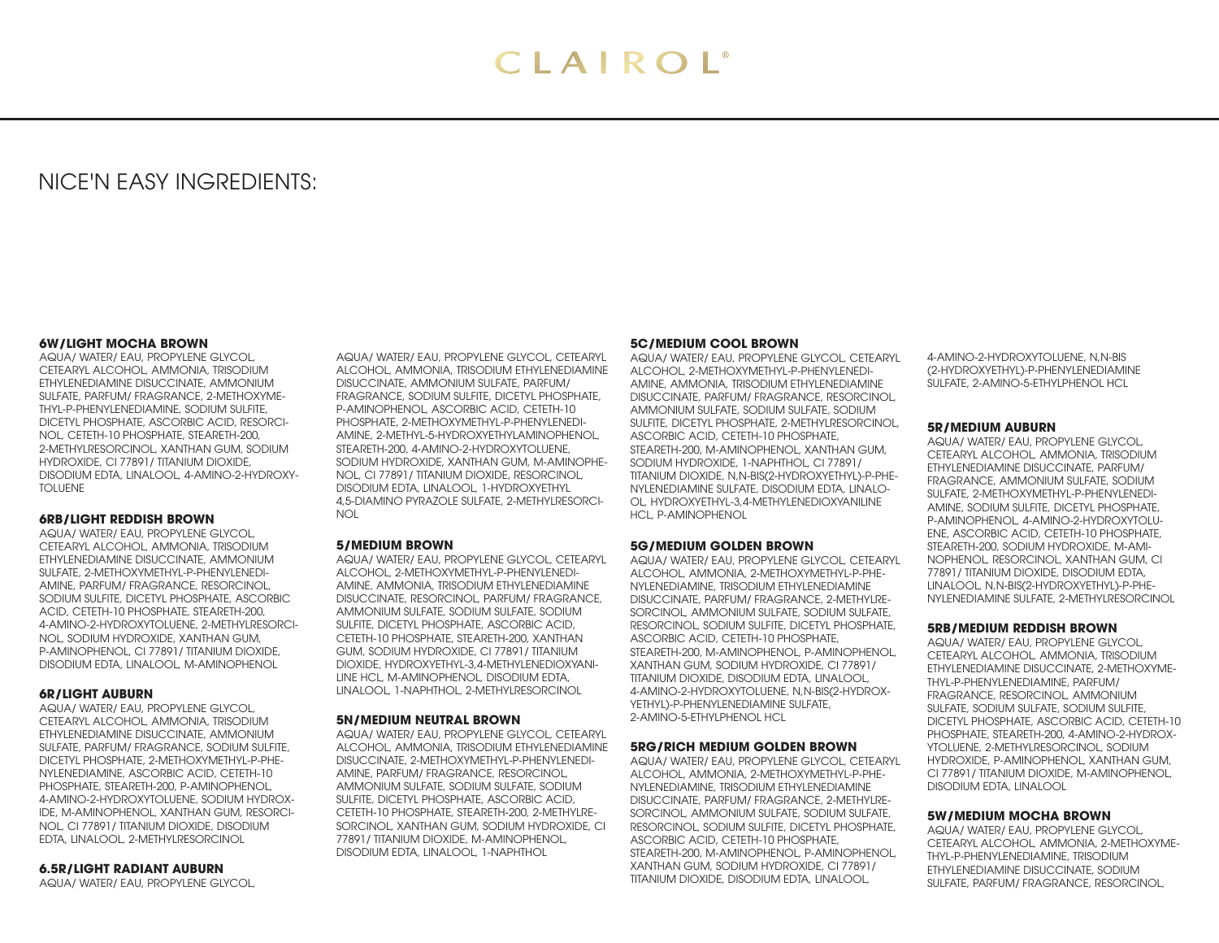# CLAIROL®

## NICE'N EASY INGREDIENTS:

**6W/LIGHT MOCHA BROWN**
AQUA/ WATER/ EAU, PROPYLENE GLYCOL, CETEARYL ALCOHOL, AMMONIA, TRISODIUM ETHYLENEDIAMINE DISUCCINATE, AMMONIUM SULFATE, PARFUM/ FRAGRANCE, 2-METHOXYMETHYL-P-PHENYLENEDIAMINE, SODIUM SULFITE, DICETYL PHOSPHATE, ASCORBIC ACID, RESORCINOL, CETETH-10 PHOSPHATE, STEARETH-200, 2-METHYLRESORCINOL, XANTHAN GUM, SODIUM HYDROXIDE, CI 77891/ TITANIUM DIOXIDE, DISODIUM EDTA, LINALOOL, 4-AMINO-2-HYDROXYTOLUENE

**6RB/LIGHT REDDISH BROWN**
AQUA/ WATER/ EAU, PROPYLENE GLYCOL, CETEARYL ALCOHOL, AMMONIA, TRISODIUM ETHYLENEDIAMINE DISUCCINATE, AMMONIUM SULFATE, 2-METHOXYMETHYL-P-PHENYLENEDIAMINE, PARFUM/ FRAGRANCE, RESORCINOL, SODIUM SULFITE, DICETYL PHOSPHATE, ASCORBIC ACID, CETETH-10 PHOSPHATE, STEARETH-200, 4-AMINO-2-HYDROXYTOLUENE, 2-METHYLRESORCINOL, SODIUM HYDROXIDE, XANTHAN GUM, P-AMINOPHENOL, CI 77891/ TITANIUM DIOXIDE, DISODIUM EDTA, LINALOOL, M-AMINOPHENOL

**6R/LIGHT AUBURN**
AQUA/ WATER/ EAU, PROPYLENE GLYCOL, CETEARYL ALCOHOL, AMMONIA, TRISODIUM ETHYLENEDIAMINE DISUCCINATE, AMMONIUM SULFATE, PARFUM/ FRAGRANCE, SODIUM SULFITE, DICETYL PHOSPHATE, 2-METHOXYMETHYL-P-PHENYLENEDIAMINE, ASCORBIC ACID, CETETH-10 PHOSPHATE, STEARETH-200, P-AMINOPHENOL, 4-AMINO-2-HYDROXYTOLUENE, SODIUM HYDROXIDE, M-AMINOPHENOL, XANTHAN GUM, RESORCINOL, CI 77891/ TITANIUM DIOXIDE, DISODIUM EDTA, LINALOOL, 2-METHYLRESORCINOL

**6.5R/LIGHT RADIANT AUBURN**
AQUA/ WATER/ EAU, PROPYLENE GLYCOL, CETEARYL ALCOHOL, AMMONIA, TRISODIUM ETHYLENEDIAMINE DISUCCINATE, AMMONIUM SULFATE, PARFUM/ FRAGRANCE, SODIUM SULFITE, DICETYL PHOSPHATE, P-AMINOPHENOL, ASCORBIC ACID, CETETH-10 PHOSPHATE, 2-METHOXYMETHYL-P-PHENYLENEDIAMINE, STEARETH-200, 4-AMINO-2-HYDROXYTOLUENE, SODIUM HYDROXIDE, XANTHAN GUM, M-AMINOPHENOL, CI 77891/ TITANIUM DIOXIDE, RESORCINOL, DISODIUM EDTA, LINALOOL, 1-HYDROXYETHYL 4,5-DIAMINO PYRAZOLE SULFATE, 2-METHYLRESORCINOL

**5/MEDIUM BROWN**
AQUA/ WATER/ EAU, PROPYLENE GLYCOL, CETEARYL ALCOHOL, 2-METHOXYMETHYL-P-PHENYLENEDIAMINE, AMMONIA, TRISODIUM ETHYLENEDIAMINE DISUCCINATE, RESORCINOL, PARFUM/ FRAGRANCE, AMMONIUM SULFATE, SODIUM SULFATE, SODIUM SULFITE, DICETYL PHOSPHATE, ASCORBIC ACID, CETETH-10 PHOSPHATE, STEARETH-200, XANTHAN GUM, SODIUM HYDROXIDE, CI 77891/ TITANIUM DIOXIDE, HYDROXYETHYL-3,4-METHYLENEDIOXYANILINE HCL, M-AMINOPHENOL, DISODIUM EDTA, LINALOOL, 1-NAPHTHOL, 2-METHYLRESORCINOL

**5N/MEDIUM NEUTRAL BROWN**
AQUA/ WATER/ EAU, PROPYLENE GLYCOL, CETEARYL ALCOHOL, AMMONIA, TRISODIUM ETHYLENEDIAMINE DISUCCINATE, 2-METHOXYMETHYL-P-PHENYLENEDIAMINE, PARFUM/ FRAGRANCE, RESORCINOL, AMMONIUM SULFATE, SODIUM SULFATE, SODIUM SULFITE, DICETYL PHOSPHATE, ASCORBIC ACID, CETETH-10 PHOSPHATE, STEARETH-200, 2-METHYLRESORCINOL, XANTHAN GUM, SODIUM HYDROXIDE, CI 77891/ TITANIUM DIOXIDE, M-AMINOPHENOL, DISODIUM EDTA, LINALOOL, 1-NAPHTHOL

**5C/MEDIUM COOL BROWN**
AQUA/ WATER/ EAU, PROPYLENE GLYCOL, CETEARYL ALCOHOL, 2-METHOXYMETHYL-P-PHENYLENEDIAMINE, AMMONIA, TRISODIUM ETHYLENEDIAMINE DISUCCINATE, PARFUM/ FRAGRANCE, RESORCINOL, AMMONIUM SULFATE, SODIUM SULFATE, SODIUM SULFITE, DICETYL PHOSPHATE, 2-METHYLRESORCINOL, ASCORBIC ACID, CETETH-10 PHOSPHATE, STEARETH-200, M-AMINOPHENOL, XANTHAN GUM, SODIUM HYDROXIDE, 1-NAPHTHOL, CI 77891/ TITANIUM DIOXIDE, N,N-BIS(2-HYDROXYETHYL)-P-PHENYLENEDIAMINE SULFATE, DISODIUM EDTA, LINALOOL, HYDROXYETHYL-3,4-METHYLENEDIOXYANILINE HCL, P-AMINOPHENOL

**5G/MEDIUM GOLDEN BROWN**
AQUA/ WATER/ EAU, PROPYLENE GLYCOL, CETEARYL ALCOHOL, AMMONIA, 2-METHOXYMETHYL-P-PHENYLENEDIAMINE, TRISODIUM ETHYLENEDIAMINE DISUCCINATE, PARFUM/ FRAGRANCE, 2-METHYLRESORCINOL, AMMONIUM SULFATE, SODIUM SULFATE, RESORCINOL, SODIUM SULFITE, DICETYL PHOSPHATE, ASCORBIC ACID, CETETH-10 PHOSPHATE, STEARETH-200, M-AMINOPHENOL, P-AMINOPHENOL, XANTHAN GUM, SODIUM HYDROXIDE, CI 77891/ TITANIUM DIOXIDE, DISODIUM EDTA, LINALOOL, 4-AMINO-2-HYDROXYTOLUENE, N,N-BIS(2-HYDROXYETHYL)-P-PHENYLENEDIAMINE SULFATE, 2-AMINO-5-ETHYLPHENOL HCL

**5RG/RICH MEDIUM GOLDEN BROWN**
AQUA/ WATER/ EAU, PROPYLENE GLYCOL, CETEARYL ALCOHOL, AMMONIA, 2-METHOXYMETHYL-P-PHENYLENEDIAMINE, TRISODIUM ETHYLENEDIAMINE DISUCCINATE, PARFUM/ FRAGRANCE, 2-METHYLRESORCINOL, AMMONIUM SULFATE, SODIUM SULFATE, RESORCINOL, SODIUM SULFITE, DICETYL PHOSPHATE, ASCORBIC ACID, CETETH-10 PHOSPHATE, STEARETH-200, M-AMINOPHENOL, P-AMINOPHENOL, XANTHAN GUM, SODIUM HYDROXIDE, CI 77891/ TITANIUM DIOXIDE, DISODIUM EDTA, LINALOOL, 4-AMINO-2-HYDROXYTOLUENE, N,N-BIS (2-HYDROXYETHYL)-P-PHENYLENEDIAMINE SULFATE, 2-AMINO-5-ETHYLPHENOL HCL

**5R/MEDIUM AUBURN**
AQUA/ WATER/ EAU, PROPYLENE GLYCOL, CETEARYL ALCOHOL, AMMONIA, TRISODIUM ETHYLENEDIAMINE DISUCCINATE, PARFUM/ FRAGRANCE, AMMONIUM SULFATE, SODIUM SULFATE, 2-METHOXYMETHYL-P-PHENYLENEDIAMINE, SODIUM SULFITE, DICETYL PHOSPHATE, P-AMINOPHENOL, 4-AMINO-2-HYDROXYTOLUENE, ASCORBIC ACID, CETETH-10 PHOSPHATE, STEARETH-200, SODIUM HYDROXIDE, M-AMINOPHENOL, RESORCINOL, XANTHAN GUM, CI 77891/ TITANIUM DIOXIDE, DISODIUM EDTA, LINALOOL, N,N-BIS(2-HYDROXYETHYL)-P-PHENYLENEDIAMINE SULFATE, 2-METHYLRESORCINOL

**5RB/MEDIUM REDDISH BROWN**
AQUA/ WATER/ EAU, PROPYLENE GLYCOL, CETEARYL ALCOHOL, AMMONIA, TRISODIUM ETHYLENEDIAMINE DISUCCINATE, 2-METHOXYMETHYL-P-PHENYLENEDIAMINE, PARFUM/ FRAGRANCE, RESORCINOL, AMMONIUM SULFATE, SODIUM SULFATE, SODIUM SULFITE, DICETYL PHOSPHATE, ASCORBIC ACID, CETETH-10 PHOSPHATE, STEARETH-200, 4-AMINO-2-HYDROXYTOLUENE, 2-METHYLRESORCINOL, SODIUM HYDROXIDE, P-AMINOPHENOL, XANTHAN GUM, CI 77891/ TITANIUM DIOXIDE, M-AMINOPHENOL, DISODIUM EDTA, LINALOOL

**5W/MEDIUM MOCHA BROWN**
AQUA/ WATER/ EAU, PROPYLENE GLYCOL, CETEARYL ALCOHOL, AMMONIA, 2-METHOXYMETHYL-P-PHENYLENEDIAMINE, TRISODIUM ETHYLENEDIAMINE DISUCCINATE, SODIUM SULFATE, PARFUM/ FRAGRANCE, RESORCINOL,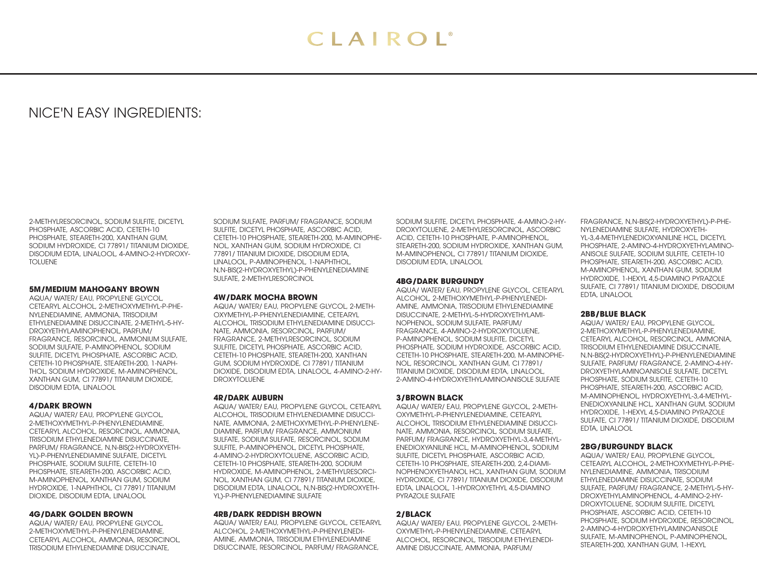# CLAIROL®

## NICE'N EASY INGREDIENTS:

2-METHYLRESORCINOL, SODIUM SULFITE, DICETYL PHOSPHATE, ASCORBIC ACID, CETETH-10 PHOSPHATE, STEARETH-200, XANTHAN GUM, SODIUM HYDROXIDE, CI 77891/ TITANIUM DIOXIDE, DISODIUM EDTA, LINALOOL, 4-AMINO-2-HYDROXY-TOLUENE

**5M/MEDIUM MAHOGANY BROWN**
AQUA/ WATER/ EAU, PROPYLENE GLYCOL, CETEARYL ALCOHOL, 2-METHOXYMETHYL-P-PHENYLENEDIAMINE, AMMONIA, TRISODIUM ETHYLENEDIAMINE DISUCCINATE, 2-METHYL-5-HYDROXYETHYLAMINOPHENOL, PARFUM/ FRAGRANCE, RESORCINOL, AMMONIUM SULFATE, SODIUM SULFATE, P-AMINOPHENOL, SODIUM SULFITE, DICETYL PHOSPHATE, ASCORBIC ACID, CETETH-10 PHOSPHATE, STEARETH-200, 1-NAPHTHOL, SODIUM HYDROXIDE, M-AMINOPHENOL, XANTHAN GUM, CI 77891/ TITANIUM DIOXIDE, DISODIUM EDTA, LINALOOL

**4/DARK BROWN**
AQUA/ WATER/ EAU, PROPYLENE GLYCOL, 2-METHOXYMETHYL-P-PHENYLENEDIAMINE, CETEARYL ALCOHOL, RESORCINOL, AMMONIA, TRISODIUM ETHYLENEDIAMINE DISUCCINATE, PARFUM/ FRAGRANCE, N,N-BIS(2-HYDROXYETHYL)-P-PHENYLENEDIAMINE SULFATE, DICETYL PHOSPHATE, SODIUM SULFITE, CETETH-10 PHOSPHATE, STEARETH-200, ASCORBIC ACID, M-AMINOPHENOL, XANTHAN GUM, SODIUM HYDROXIDE, 1-NAPHTHOL, CI 77891/ TITANIUM DIOXIDE, DISODIUM EDTA, LINALOOL

**4G/DARK GOLDEN BROWN**
AQUA/ WATER/ EAU, PROPYLENE GLYCOL, 2-METHOXYMETHYL-P-PHENYLENEDIAMINE, CETEARYL ALCOHOL, AMMONIA, RESORCINOL, TRISODIUM ETHYLENEDIAMINE DISUCCINATE, SODIUM SULFATE, PARFUM/ FRAGRANCE, SODIUM SULFITE, DICETYL PHOSPHATE, ASCORBIC ACID, CETETH-10 PHOSPHATE, STEARETH-200, M-AMINOPHENOL, XANTHAN GUM, SODIUM HYDROXIDE, CI 77891/ TITANIUM DIOXIDE, DISODIUM EDTA, LINALOOL, P-AMINOPHENOL, 1-NAPHTHOL, N,N-BIS(2-HYDROXYETHYL)-P-PHENYLENEDIAMINE SULFATE, 2-METHYLRESORCINOL

**4W/DARK MOCHA BROWN**
AQUA/ WATER/ EAU, PROPYLENE GLYCOL, 2-METHOXYMETHYL-P-PHENYLENEDIAMINE, CETEARYL ALCOHOL, TRISODIUM ETHYLENEDIAMINE DISUCCINATE, AMMONIA, RESORCINOL, PARFUM/ FRAGRANCE, 2-METHYLRESORCINOL, SODIUM SULFITE, DICETYL PHOSPHATE, ASCORBIC ACID, CETETH-10 PHOSPHATE, STEARETH-200, XANTHAN GUM, SODIUM HYDROXIDE, CI 77891/ TITANIUM DIOXIDE, DISODIUM EDTA, LINALOOL, 4-AMINO-2-HYDROXYTOLUENE

**4R/DARK AUBURN**
AQUA/ WATER/ EAU, PROPYLENE GLYCOL, CETEARYL ALCOHOL, TRISODIUM ETHYLENEDIAMINE DISUCCINATE, AMMONIA, 2-METHOXYMETHYL-P-PHENYLENEDIAMINE, PARFUM/ FRAGRANCE, AMMONIUM SULFATE, SODIUM SULFATE, RESORCINOL, SODIUM SULFITE, P-AMINOPHENOL, DICETYL PHOSPHATE, 4-AMINO-2-HYDROXYTOLUENE, ASCORBIC ACID, CETETH-10 PHOSPHATE, STEARETH-200, SODIUM HYDROXIDE, M-AMINOPHENOL, 2-METHYLRESORCINOL, XANTHAN GUM, CI 77891/ TITANIUM DIOXIDE, DISODIUM EDTA, LINALOOL, N,N-BIS(2-HYDROXYETHYL)-P-PHENYLENEDIAMINE SULFATE

**4RB/DARK REDDISH BROWN**
AQUA/ WATER/ EAU, PROPYLENE GLYCOL, CETEARYL ALCOHOL, 2-METHOXYMETHYL-P-PHENYLENEDIAMINE, AMMONIA, TRISODIUM ETHYLENEDIAMINE DISUCCINATE, RESORCINOL, PARFUM/ FRAGRANCE, SODIUM SULFITE, DICETYL PHOSPHATE, 4-AMINO-2-HYDROXYTOLUENE, 2-METHYLRESORCINOL, ASCORBIC ACID, CETETH-10 PHOSPHATE, P-AMINOPHENOL, STEARETH-200, SODIUM HYDROXIDE, XANTHAN GUM, M-AMINOPHENOL, CI 77891/ TITANIUM DIOXIDE, DISODIUM EDTA, LINALOOL

**4BG/DARK BURGUNDY**
AQUA/ WATER/ EAU, PROPYLENE GLYCOL, CETEARYL ALCOHOL, 2-METHOXYMETHYL-P-PHENYLENEDIAMINE, AMMONIA, TRISODIUM ETHYLENEDIAMINE DISUCCINATE, 2-METHYL-5-HYDROXYETHYLAMINOPHENOL, SODIUM SULFATE, PARFUM/ FRAGRANCE, 4-AMINO-2-HYDROXYTOLUENE, P-AMINOPHENOL, SODIUM SULFITE, DICETYL PHOSPHATE, SODIUM HYDROXIDE, ASCORBIC ACID, CETETH-10 PHOSPHATE, STEARETH-200, M-AMINOPHENOL, RESORCINOL, XANTHAN GUM, CI 77891/ TITANIUM DIOXIDE, DISODIUM EDTA, LINALOOL, 2-AMINO-4-HYDROXYETHYLAMINOANISOLE SULFATE

**3/BROWN BLACK**
AQUA/ WATER/ EAU, PROPYLENE GLYCOL, 2-METHOXYMETHYL-P-PHENYLENEDIAMINE, CETEARYL ALCOHOL, TRISODIUM ETHYLENEDIAMINE DISUCCINATE, AMMONIA, RESORCINOL, SODIUM SULFATE, PARFUM/ FRAGRANCE, HYDROXYETHYL-3,4-METHYLENEDIOXYANILINE HCL, M-AMINOPHENOL, SODIUM SULFITE, DICETYL PHOSPHATE, ASCORBIC ACID, CETETH-10 PHOSPHATE, STEARETH-200, 2,4-DIAMINOPHENOXYETHANOL HCL, XANTHAN GUM, SODIUM HYDROXIDE, CI 77891/ TITANIUM DIOXIDE, DISODIUM EDTA, LINALOOL, 1-HYDROXYETHYL 4,5-DIAMINO PYRAZOLE SULFATE

**2/BLACK**
AQUA/ WATER/ EAU, PROPYLENE GLYCOL, 2-METHOXYMETHYL-P-PHENYLENEDIAMINE, CETEARYL ALCOHOL, RESORCINOL, TRISODIUM ETHYLENEDIAMINE DISUCCINATE, AMMONIA, PARFUM/ FRAGRANCE, N,N-BIS(2-HYDROXYETHYL)-P-PHENYLENEDIAMINE SULFATE, HYDROXYETHYL-3,4-METHYLENEDIOXYANILINE HCL, DICETYL PHOSPHATE, 2-AMINO-4-HYDROXYETHYLAMINOANISOLE SULFATE, SODIUM SULFITE, CETETH-10 PHOSPHATE, STEARETH-200, ASCORBIC ACID, M-AMINOPHENOL, XANTHAN GUM, SODIUM HYDROXIDE, 1-HEXYL 4,5-DIAMINO PYRAZOLE SULFATE, CI 77891/ TITANIUM DIOXIDE, DISODIUM EDTA, LINALOOL

**2BB/BLUE BLACK**
AQUA/ WATER/ EAU, PROPYLENE GLYCOL, 2-METHOXYMETHYL-P-PHENYLENEDIAMINE, CETEARYL ALCOHOL, RESORCINOL, AMMONIA, TRISODIUM ETHYLENEDIAMINE DISUCCINATE, N,N-BIS(2-HYDROXYETHYL)-P-PHENYLENEDIAMINE SULFATE, PARFUM/ FRAGRANCE, 2-AMINO-4-HYDROXYETHYLAMINOANISOLE SULFATE, DICETYL PHOSPHATE, SODIUM SULFITE, CETETH-10 PHOSPHATE, STEARETH-200, ASCORBIC ACID, M-AMINOPHENOL, HYDROXYETHYL-3,4-METHYLENEDIOXYANILINE HCL, XANTHAN GUM, SODIUM HYDROXIDE, 1-HEXYL 4,5-DIAMINO PYRAZOLE SULFATE, CI 77891/ TITANIUM DIOXIDE, DISODIUM EDTA, LINALOOL

**2BG/BURGUNDY BLACK**
AQUA/ WATER/ EAU, PROPYLENE GLYCOL, CETEARYL ALCOHOL, 2-METHOXYMETHYL-P-PHENYLENEDIAMINE, AMMONIA, TRISODIUM ETHYLENEDIAMINE DISUCCINATE, SODIUM SULFATE, PARFUM/ FRAGRANCE, 2-METHYL-5-HYDROXYETHYLAMINOPHENOL, 4-AMINO-2-HYDROXYTOLUENE, SODIUM SULFITE, DICETYL PHOSPHATE, ASCORBIC ACID, CETETH-10 PHOSPHATE, SODIUM HYDROXIDE, RESORCINOL, 2-AMINO-4-HYDROXYETHYLAMINOANISOLE SULFATE, M-AMINOPHENOL, P-AMINOPHENOL, STEARETH-200, XANTHAN GUM, 1-HEXYL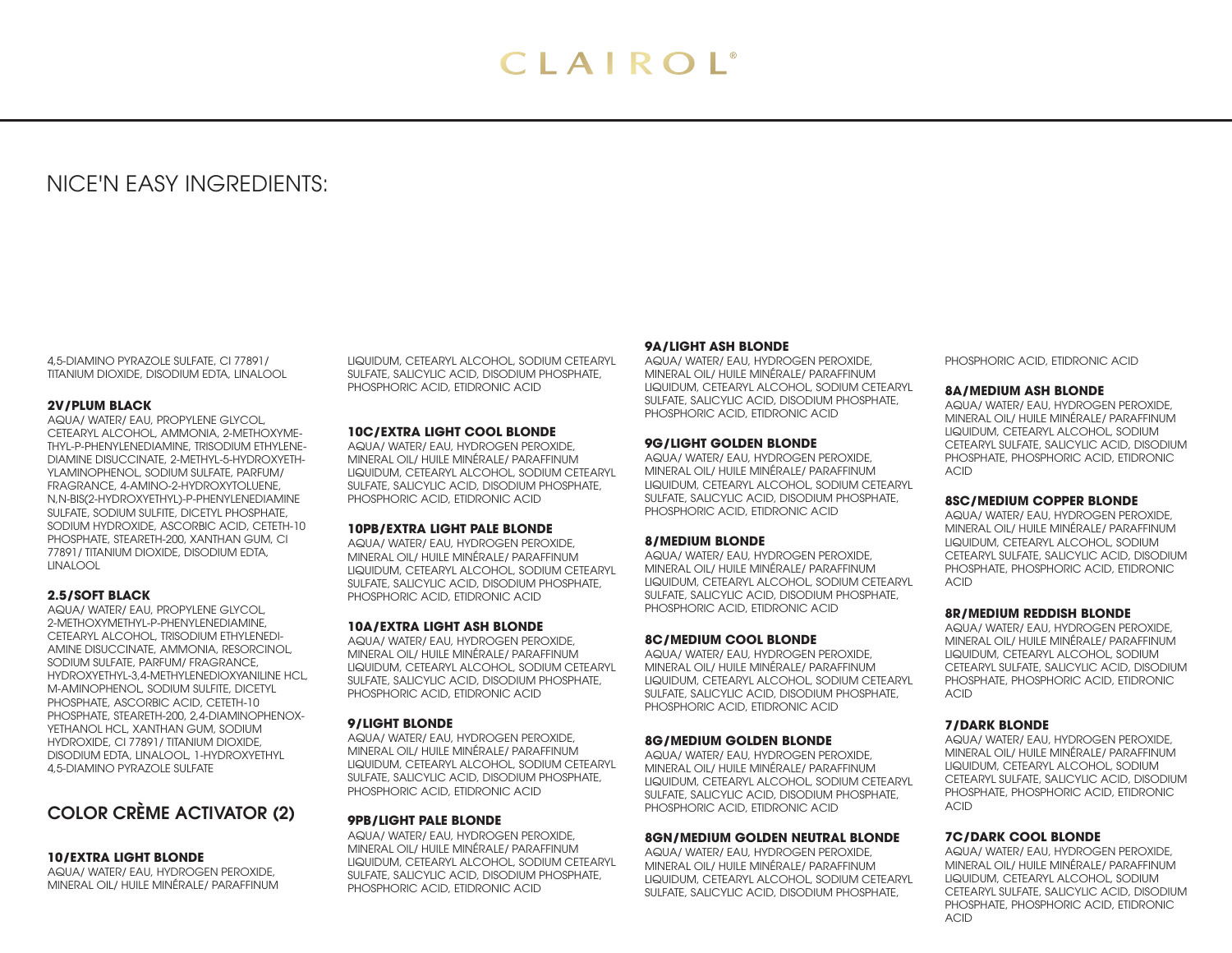# CLAIROL

## NICE'N EASY INGREDIENTS:

4,5-DIAMINO PYRAZOLE SULFATE, CI 77891/ TITANIUM DIOXIDE, DISODIUM EDTA, LINALOOL

**2V/PLUM BLACK**
AQUA/ WATER/ EAU, PROPYLENE GLYCOL, CETEARYL ALCOHOL, AMMONIA, 2-METHOXYMETHYL-P-PHENYLENEDIAMINE, TRISODIUM ETHYLENEDIAMINE DISUCCINATE, 2-METHYL-5-HYDROXYETHYLAMINOPHENOL, SODIUM SULFATE, PARFUM/ FRAGRANCE, 4-AMINO-2-HYDROXYTOLUENE, N,N-BIS(2-HYDROXYETHYL)-P-PHENYLENEDIAMINE SULFATE, SODIUM SULFITE, DICETYL PHOSPHATE, SODIUM HYDROXIDE, ASCORBIC ACID, CETETH-10 PHOSPHATE, STEARETH-200, XANTHAN GUM, CI 77891/ TITANIUM DIOXIDE, DISODIUM EDTA, LINALOOL

**2.5/SOFT BLACK**
AQUA/ WATER/ EAU, PROPYLENE GLYCOL, 2-METHOXYMETHYL-P-PHENYLENEDIAMINE, CETEARYL ALCOHOL, TRISODIUM ETHYLENEDIAMINE DISUCCINATE, AMMONIA, RESORCINOL, SODIUM SULFATE, PARFUM/ FRAGRANCE, HYDROXYETHYL-3,4-METHYLENEDIOXYANILINE HCL, M-AMINOPHENOL, SODIUM SULFITE, DICETYL PHOSPHATE, ASCORBIC ACID, CETETH-10 PHOSPHATE, STEARETH-200, 2,4-DIAMINOPHENOXYETHANOL HCL, XANTHAN GUM, SODIUM HYDROXIDE, CI 77891/ TITANIUM DIOXIDE, DISODIUM EDTA, LINALOOL, 1-HYDROXYETHYL 4,5-DIAMINO PYRAZOLE SULFATE

## COLOR CRÈME ACTIVATOR (2)

**10/EXTRA LIGHT BLONDE**
AQUA/ WATER/ EAU, HYDROGEN PEROXIDE, MINERAL OIL/ HUILE MINÉRALE/ PARAFFINUM LIQUIDUM, CETEARYL ALCOHOL, SODIUM CETEARYL SULFATE, SALICYLIC ACID, DISODIUM PHOSPHATE, PHOSPHORIC ACID, ETIDRONIC ACID

**10C/EXTRA LIGHT COOL BLONDE**
AQUA/ WATER/ EAU, HYDROGEN PEROXIDE, MINERAL OIL/ HUILE MINÉRALE/ PARAFFINUM LIQUIDUM, CETEARYL ALCOHOL, SODIUM CETEARYL SULFATE, SALICYLIC ACID, DISODIUM PHOSPHATE, PHOSPHORIC ACID, ETIDRONIC ACID

**10PB/EXTRA LIGHT PALE BLONDE**
AQUA/ WATER/ EAU, HYDROGEN PEROXIDE, MINERAL OIL/ HUILE MINÉRALE/ PARAFFINUM LIQUIDUM, CETEARYL ALCOHOL, SODIUM CETEARYL SULFATE, SALICYLIC ACID, DISODIUM PHOSPHATE, PHOSPHORIC ACID, ETIDRONIC ACID

**10A/EXTRA LIGHT ASH BLONDE**
AQUA/ WATER/ EAU, HYDROGEN PEROXIDE, MINERAL OIL/ HUILE MINÉRALE/ PARAFFINUM LIQUIDUM, CETEARYL ALCOHOL, SODIUM CETEARYL SULFATE, SALICYLIC ACID, DISODIUM PHOSPHATE, PHOSPHORIC ACID, ETIDRONIC ACID

**9/LIGHT BLONDE**
AQUA/ WATER/ EAU, HYDROGEN PEROXIDE, MINERAL OIL/ HUILE MINÉRALE/ PARAFFINUM LIQUIDUM, CETEARYL ALCOHOL, SODIUM CETEARYL SULFATE, SALICYLIC ACID, DISODIUM PHOSPHATE, PHOSPHORIC ACID, ETIDRONIC ACID

**9PB/LIGHT PALE BLONDE**
AQUA/ WATER/ EAU, HYDROGEN PEROXIDE, MINERAL OIL/ HUILE MINÉRALE/ PARAFFINUM LIQUIDUM, CETEARYL ALCOHOL, SODIUM CETEARYL SULFATE, SALICYLIC ACID, DISODIUM PHOSPHATE, PHOSPHORIC ACID, ETIDRONIC ACID

**9A/LIGHT ASH BLONDE**
AQUA/ WATER/ EAU, HYDROGEN PEROXIDE, MINERAL OIL/ HUILE MINÉRALE/ PARAFFINUM LIQUIDUM, CETEARYL ALCOHOL, SODIUM CETEARYL SULFATE, SALICYLIC ACID, DISODIUM PHOSPHATE, PHOSPHORIC ACID, ETIDRONIC ACID

**9G/LIGHT GOLDEN BLONDE**
AQUA/ WATER/ EAU, HYDROGEN PEROXIDE, MINERAL OIL/ HUILE MINÉRALE/ PARAFFINUM LIQUIDUM, CETEARYL ALCOHOL, SODIUM CETEARYL SULFATE, SALICYLIC ACID, DISODIUM PHOSPHATE, PHOSPHORIC ACID, ETIDRONIC ACID

**8/MEDIUM BLONDE**
AQUA/ WATER/ EAU, HYDROGEN PEROXIDE, MINERAL OIL/ HUILE MINÉRALE/ PARAFFINUM LIQUIDUM, CETEARYL ALCOHOL, SODIUM CETEARYL SULFATE, SALICYLIC ACID, DISODIUM PHOSPHATE, PHOSPHORIC ACID, ETIDRONIC ACID

**8C/MEDIUM COOL BLONDE**
AQUA/ WATER/ EAU, HYDROGEN PEROXIDE, MINERAL OIL/ HUILE MINÉRALE/ PARAFFINUM LIQUIDUM, CETEARYL ALCOHOL, SODIUM CETEARYL SULFATE, SALICYLIC ACID, DISODIUM PHOSPHATE, PHOSPHORIC ACID, ETIDRONIC ACID

**8G/MEDIUM GOLDEN BLONDE**
AQUA/ WATER/ EAU, HYDROGEN PEROXIDE, MINERAL OIL/ HUILE MINÉRALE/ PARAFFINUM LIQUIDUM, CETEARYL ALCOHOL, SODIUM CETEARYL SULFATE, SALICYLIC ACID, DISODIUM PHOSPHATE, PHOSPHORIC ACID, ETIDRONIC ACID

**8GN/MEDIUM GOLDEN NEUTRAL BLONDE**
AQUA/ WATER/ EAU, HYDROGEN PEROXIDE, MINERAL OIL/ HUILE MINÉRALE/ PARAFFINUM LIQUIDUM, CETEARYL ALCOHOL, SODIUM CETEARYL SULFATE, SALICYLIC ACID, DISODIUM PHOSPHATE, PHOSPHORIC ACID, ETIDRONIC ACID

**8A/MEDIUM ASH BLONDE**
AQUA/ WATER/ EAU, HYDROGEN PEROXIDE, MINERAL OIL/ HUILE MINÉRALE/ PARAFFINUM LIQUIDUM, CETEARYL ALCOHOL, SODIUM CETEARYL SULFATE, SALICYLIC ACID, DISODIUM PHOSPHATE, PHOSPHORIC ACID, ETIDRONIC ACID

**8SC/MEDIUM COPPER BLONDE**
AQUA/ WATER/ EAU, HYDROGEN PEROXIDE, MINERAL OIL/ HUILE MINÉRALE/ PARAFFINUM LIQUIDUM, CETEARYL ALCOHOL, SODIUM CETEARYL SULFATE, SALICYLIC ACID, DISODIUM PHOSPHATE, PHOSPHORIC ACID, ETIDRONIC ACID

**8R/MEDIUM REDDISH BLONDE**
AQUA/ WATER/ EAU, HYDROGEN PEROXIDE, MINERAL OIL/ HUILE MINÉRALE/ PARAFFINUM LIQUIDUM, CETEARYL ALCOHOL, SODIUM CETEARYL SULFATE, SALICYLIC ACID, DISODIUM PHOSPHATE, PHOSPHORIC ACID, ETIDRONIC ACID

**7/DARK BLONDE**
AQUA/ WATER/ EAU, HYDROGEN PEROXIDE, MINERAL OIL/ HUILE MINÉRALE/ PARAFFINUM LIQUIDUM, CETEARYL ALCOHOL, SODIUM CETEARYL SULFATE, SALICYLIC ACID, DISODIUM PHOSPHATE, PHOSPHORIC ACID, ETIDRONIC ACID

**7C/DARK COOL BLONDE**
AQUA/ WATER/ EAU, HYDROGEN PEROXIDE, MINERAL OIL/ HUILE MINÉRALE/ PARAFFINUM LIQUIDUM, CETEARYL ALCOHOL, SODIUM CETEARYL SULFATE, SALICYLIC ACID, DISODIUM PHOSPHATE, PHOSPHORIC ACID, ETIDRONIC ACID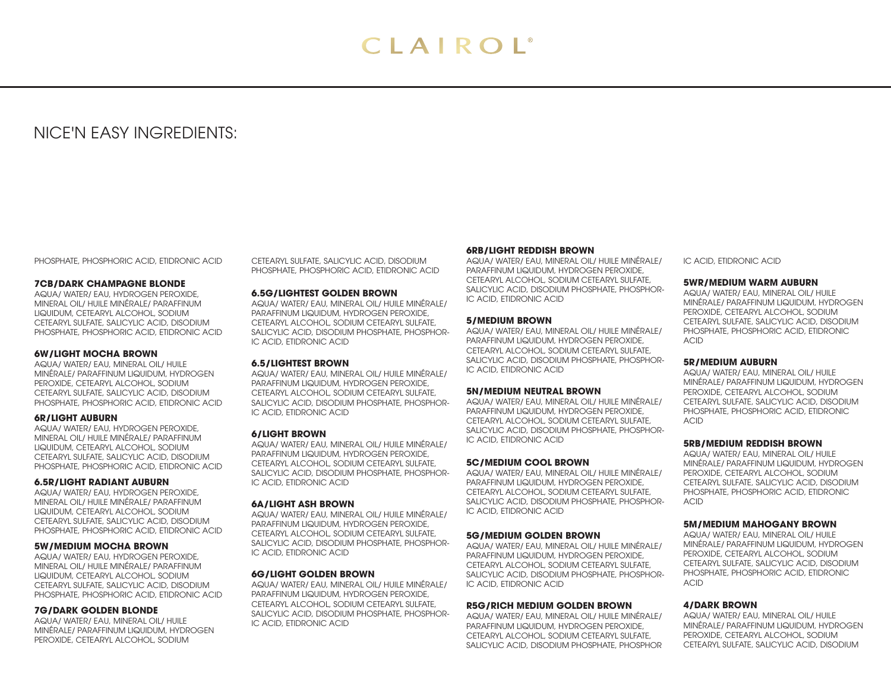# CLAIROL®

## NICE'N EASY INGREDIENTS:

PHOSPHATE, PHOSPHORIC ACID, ETIDRONIC ACID

**7CB/DARK CHAMPAGNE BLONDE**
AQUA/ WATER/ EAU, HYDROGEN PEROXIDE, MINERAL OIL/ HUILE MINÉRALE/ PARAFFINUM LIQUIDUM, CETEARYL ALCOHOL, SODIUM CETEARYL SULFATE, SALICYLIC ACID, DISODIUM PHOSPHATE, PHOSPHORIC ACID, ETIDRONIC ACID

**6W/LIGHT MOCHA BROWN**
AQUA/ WATER/ EAU, MINERAL OIL/ HUILE MINÉRALE/ PARAFFINUM LIQUIDUM, HYDROGEN PEROXIDE, CETEARYL ALCOHOL, SODIUM CETEARYL SULFATE, SALICYLIC ACID, DISODIUM PHOSPHATE, PHOSPHORIC ACID, ETIDRONIC ACID

**6R/LIGHT AUBURN**
AQUA/ WATER/ EAU, HYDROGEN PEROXIDE, MINERAL OIL/ HUILE MINÉRALE/ PARAFFINUM LIQUIDUM, CETEARYL ALCOHOL, SODIUM CETEARYL SULFATE, SALICYLIC ACID, DISODIUM PHOSPHATE, PHOSPHORIC ACID, ETIDRONIC ACID

**6.5R/LIGHT RADIANT AUBURN**
AQUA/ WATER/ EAU, HYDROGEN PEROXIDE, MINERAL OIL/ HUILE MINÉRALE/ PARAFFINUM LIQUIDUM, CETEARYL ALCOHOL, SODIUM CETEARYL SULFATE, SALICYLIC ACID, DISODIUM PHOSPHATE, PHOSPHORIC ACID, ETIDRONIC ACID

**5W/MEDIUM MOCHA BROWN**
AQUA/ WATER/ EAU, HYDROGEN PEROXIDE, MINERAL OIL/ HUILE MINÉRALE/ PARAFFINUM LIQUIDUM, CETEARYL ALCOHOL, SODIUM CETEARYL SULFATE, SALICYLIC ACID, DISODIUM PHOSPHATE, PHOSPHORIC ACID, ETIDRONIC ACID

**7G/DARK GOLDEN BLONDE**
AQUA/ WATER/ EAU, MINERAL OIL/ HUILE MINÉRALE/ PARAFFINUM LIQUIDUM, HYDROGEN PEROXIDE, CETEARYL ALCOHOL, SODIUM CETEARYL SULFATE, SALICYLIC ACID, DISODIUM PHOSPHATE, PHOSPHORIC ACID, ETIDRONIC ACID

**6.5G/LIGHTEST GOLDEN BROWN**
AQUA/ WATER/ EAU, MINERAL OIL/ HUILE MINÉRALE/ PARAFFINUM LIQUIDUM, HYDROGEN PEROXIDE, CETEARYL ALCOHOL, SODIUM CETEARYL SULFATE, SALICYLIC ACID, DISODIUM PHOSPHATE, PHOSPHORIC ACID, ETIDRONIC ACID

**6.5/LIGHTEST BROWN**
AQUA/ WATER/ EAU, MINERAL OIL/ HUILE MINÉRALE/ PARAFFINUM LIQUIDUM, HYDROGEN PEROXIDE, CETEARYL ALCOHOL, SODIUM CETEARYL SULFATE, SALICYLIC ACID, DISODIUM PHOSPHATE, PHOSPHORIC ACID, ETIDRONIC ACID

**6/LIGHT BROWN**
AQUA/ WATER/ EAU, MINERAL OIL/ HUILE MINÉRALE/ PARAFFINUM LIQUIDUM, HYDROGEN PEROXIDE, CETEARYL ALCOHOL, SODIUM CETEARYL SULFATE, SALICYLIC ACID, DISODIUM PHOSPHATE, PHOSPHORIC ACID, ETIDRONIC ACID

**6A/LIGHT ASH BROWN**
AQUA/ WATER/ EAU, MINERAL OIL/ HUILE MINÉRALE/ PARAFFINUM LIQUIDUM, HYDROGEN PEROXIDE, CETEARYL ALCOHOL, SODIUM CETEARYL SULFATE, SALICYLIC ACID, DISODIUM PHOSPHATE, PHOSPHORIC ACID, ETIDRONIC ACID

**6G/LIGHT GOLDEN BROWN**
AQUA/ WATER/ EAU, MINERAL OIL/ HUILE MINÉRALE/ PARAFFINUM LIQUIDUM, HYDROGEN PEROXIDE, CETEARYL ALCOHOL, SODIUM CETEARYL SULFATE, SALICYLIC ACID, DISODIUM PHOSPHATE, PHOSPHORIC ACID, ETIDRONIC ACID

**6RB/LIGHT REDDISH BROWN**
AQUA/ WATER/ EAU, MINERAL OIL/ HUILE MINÉRALE/ PARAFFINUM LIQUIDUM, HYDROGEN PEROXIDE, CETEARYL ALCOHOL, SODIUM CETEARYL SULFATE, SALICYLIC ACID, DISODIUM PHOSPHATE, PHOSPHORIC ACID, ETIDRONIC ACID

**5/MEDIUM BROWN**
AQUA/ WATER/ EAU, MINERAL OIL/ HUILE MINÉRALE/ PARAFFINUM LIQUIDUM, HYDROGEN PEROXIDE, CETEARYL ALCOHOL, SODIUM CETEARYL SULFATE, SALICYLIC ACID, DISODIUM PHOSPHATE, PHOSPHORIC ACID, ETIDRONIC ACID

**5N/MEDIUM NEUTRAL BROWN**
AQUA/ WATER/ EAU, MINERAL OIL/ HUILE MINÉRALE/ PARAFFINUM LIQUIDUM, HYDROGEN PEROXIDE, CETEARYL ALCOHOL, SODIUM CETEARYL SULFATE, SALICYLIC ACID, DISODIUM PHOSPHATE, PHOSPHORIC ACID, ETIDRONIC ACID

**5C/MEDIUM COOL BROWN**
AQUA/ WATER/ EAU, MINERAL OIL/ HUILE MINÉRALE/ PARAFFINUM LIQUIDUM, HYDROGEN PEROXIDE, CETEARYL ALCOHOL, SODIUM CETEARYL SULFATE, SALICYLIC ACID, DISODIUM PHOSPHATE, PHOSPHORIC ACID, ETIDRONIC ACID

**5G/MEDIUM GOLDEN BROWN**
AQUA/ WATER/ EAU, MINERAL OIL/ HUILE MINÉRALE/ PARAFFINUM LIQUIDUM, HYDROGEN PEROXIDE, CETEARYL ALCOHOL, SODIUM CETEARYL SULFATE, SALICYLIC ACID, DISODIUM PHOSPHATE, PHOSPHORIC ACID, ETIDRONIC ACID

**R5G/RICH MEDIUM GOLDEN BROWN**
AQUA/ WATER/ EAU, MINERAL OIL/ HUILE MINÉRALE/ PARAFFINUM LIQUIDUM, HYDROGEN PEROXIDE, CETEARYL ALCOHOL, SODIUM CETEARYL SULFATE, SALICYLIC ACID, DISODIUM PHOSPHATE, PHOSPHORIC ACID, ETIDRONIC ACID

**5WR/MEDIUM WARM AUBURN**
AQUA/ WATER/ EAU, MINERAL OIL/ HUILE MINÉRALE/ PARAFFINUM LIQUIDUM, HYDROGEN PEROXIDE, CETEARYL ALCOHOL, SODIUM CETEARYL SULFATE, SALICYLIC ACID, DISODIUM PHOSPHATE, PHOSPHORIC ACID, ETIDRONIC ACID

**5R/MEDIUM AUBURN**
AQUA/ WATER/ EAU, MINERAL OIL/ HUILE MINÉRALE/ PARAFFINUM LIQUIDUM, HYDROGEN PEROXIDE, CETEARYL ALCOHOL, SODIUM CETEARYL SULFATE, SALICYLIC ACID, DISODIUM PHOSPHATE, PHOSPHORIC ACID, ETIDRONIC ACID

**5RB/MEDIUM REDDISH BROWN**
AQUA/ WATER/ EAU, MINERAL OIL/ HUILE MINÉRALE/ PARAFFINUM LIQUIDUM, HYDROGEN PEROXIDE, CETEARYL ALCOHOL, SODIUM CETEARYL SULFATE, SALICYLIC ACID, DISODIUM PHOSPHATE, PHOSPHORIC ACID, ETIDRONIC ACID

**5M/MEDIUM MAHOGANY BROWN**
AQUA/ WATER/ EAU, MINERAL OIL/ HUILE MINÉRALE/ PARAFFINUM LIQUIDUM, HYDROGEN PEROXIDE, CETEARYL ALCOHOL, SODIUM CETEARYL SULFATE, SALICYLIC ACID, DISODIUM PHOSPHATE, PHOSPHORIC ACID, ETIDRONIC ACID

**4/DARK BROWN**
AQUA/ WATER/ EAU, MINERAL OIL/ HUILE MINÉRALE/ PARAFFINUM LIQUIDUM, HYDROGEN PEROXIDE, CETEARYL ALCOHOL, SODIUM CETEARYL SULFATE, SALICYLIC ACID, DISODIUM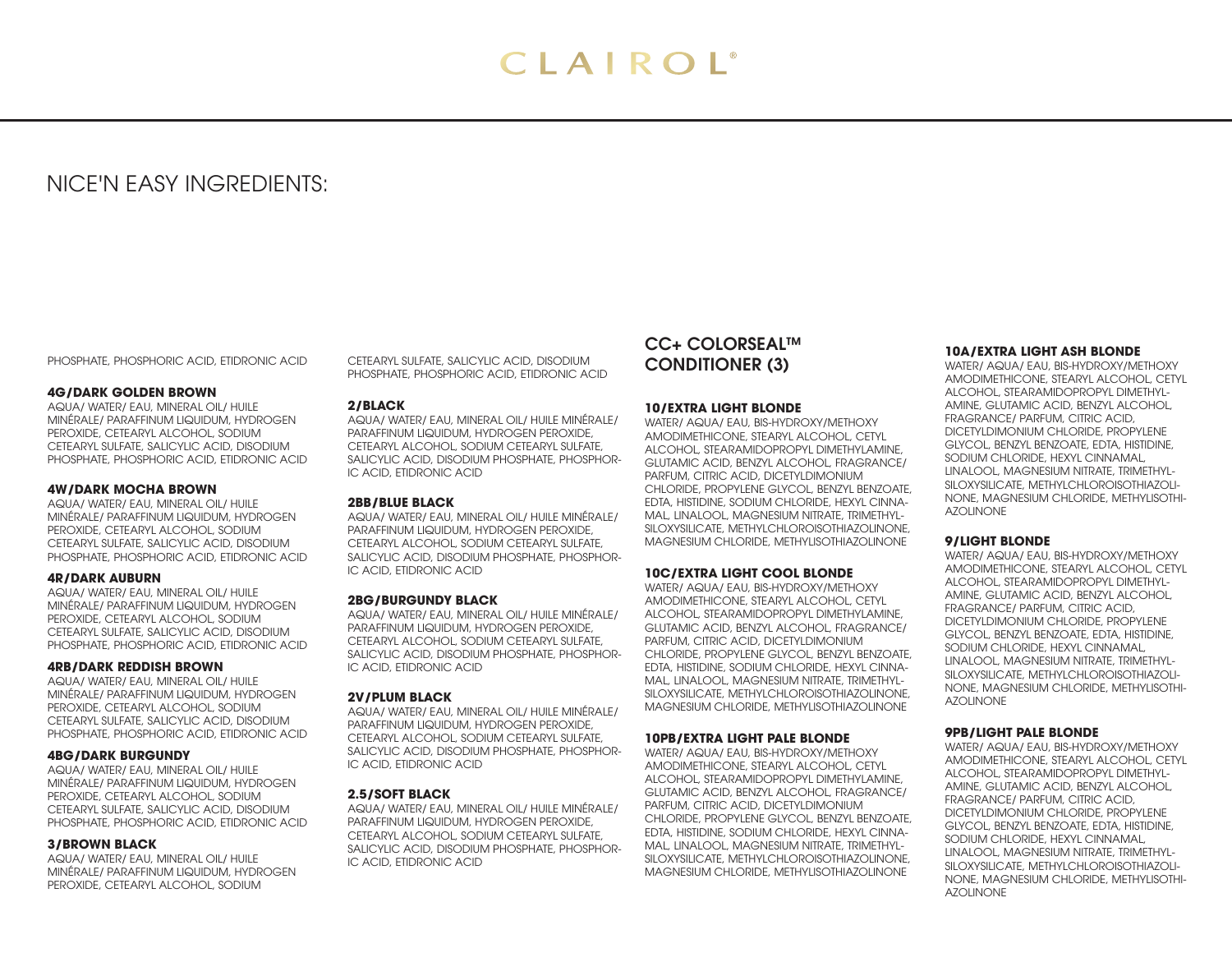# CLAIROL®

## NICE'N EASY INGREDIENTS:

PHOSPHATE, PHOSPHORIC ACID, ETIDRONIC ACID

**4G/DARK GOLDEN BROWN**
AQUA/ WATER/ EAU, MINERAL OIL/ HUILE MINÉRALE/ PARAFFINUM LIQUIDUM, HYDROGEN PEROXIDE, CETEARYL ALCOHOL, SODIUM CETEARYL SULFATE, SALICYLIC ACID, DISODIUM PHOSPHATE, PHOSPHORIC ACID, ETIDRONIC ACID

**4W/DARK MOCHA BROWN**
AQUA/ WATER/ EAU, MINERAL OIL/ HUILE MINÉRALE/ PARAFFINUM LIQUIDUM, HYDROGEN PEROXIDE, CETEARYL ALCOHOL, SODIUM CETEARYL SULFATE, SALICYLIC ACID, DISODIUM PHOSPHATE, PHOSPHORIC ACID, ETIDRONIC ACID

**4R/DARK AUBURN**
AQUA/ WATER/ EAU, MINERAL OIL/ HUILE MINÉRALE/ PARAFFINUM LIQUIDUM, HYDROGEN PEROXIDE, CETEARYL ALCOHOL, SODIUM CETEARYL SULFATE, SALICYLIC ACID, DISODIUM PHOSPHATE, PHOSPHORIC ACID, ETIDRONIC ACID

**4RB/DARK REDDISH BROWN**
AQUA/ WATER/ EAU, MINERAL OIL/ HUILE MINÉRALE/ PARAFFINUM LIQUIDUM, HYDROGEN PEROXIDE, CETEARYL ALCOHOL, SODIUM CETEARYL SULFATE, SALICYLIC ACID, DISODIUM PHOSPHATE, PHOSPHORIC ACID, ETIDRONIC ACID

**4BG/DARK BURGUNDY**
AQUA/ WATER/ EAU, MINERAL OIL/ HUILE MINÉRALE/ PARAFFINUM LIQUIDUM, HYDROGEN PEROXIDE, CETEARYL ALCOHOL, SODIUM CETEARYL SULFATE, SALICYLIC ACID, DISODIUM PHOSPHATE, PHOSPHORIC ACID, ETIDRONIC ACID

**3/BROWN BLACK**
AQUA/ WATER/ EAU, MINERAL OIL/ HUILE MINÉRALE/ PARAFFINUM LIQUIDUM, HYDROGEN PEROXIDE, CETEARYL ALCOHOL, SODIUM CETEARYL SULFATE, SALICYLIC ACID, DISODIUM PHOSPHATE, PHOSPHORIC ACID, ETIDRONIC ACID

**2/BLACK**
AQUA/ WATER/ EAU, MINERAL OIL/ HUILE MINÉRALE/ PARAFFINUM LIQUIDUM, HYDROGEN PEROXIDE, CETEARYL ALCOHOL, SODIUM CETEARYL SULFATE, SALICYLIC ACID, DISODIUM PHOSPHATE, PHOSPHORIC ACID, ETIDRONIC ACID

**2BB/BLUE BLACK**
AQUA/ WATER/ EAU, MINERAL OIL/ HUILE MINÉRALE/ PARAFFINUM LIQUIDUM, HYDROGEN PEROXIDE, CETEARYL ALCOHOL, SODIUM CETEARYL SULFATE, SALICYLIC ACID, DISODIUM PHOSPHATE, PHOSPHORIC ACID, ETIDRONIC ACID

**2BG/BURGUNDY BLACK**
AQUA/ WATER/ EAU, MINERAL OIL/ HUILE MINÉRALE/ PARAFFINUM LIQUIDUM, HYDROGEN PEROXIDE, CETEARYL ALCOHOL, SODIUM CETEARYL SULFATE, SALICYLIC ACID, DISODIUM PHOSPHATE, PHOSPHORIC ACID, ETIDRONIC ACID

**2V/PLUM BLACK**
AQUA/ WATER/ EAU, MINERAL OIL/ HUILE MINÉRALE/ PARAFFINUM LIQUIDUM, HYDROGEN PEROXIDE, CETEARYL ALCOHOL, SODIUM CETEARYL SULFATE, SALICYLIC ACID, DISODIUM PHOSPHATE, PHOSPHORIC ACID, ETIDRONIC ACID

**2.5/SOFT BLACK**
AQUA/ WATER/ EAU, MINERAL OIL/ HUILE MINÉRALE/ PARAFFINUM LIQUIDUM, HYDROGEN PEROXIDE, CETEARYL ALCOHOL, SODIUM CETEARYL SULFATE, SALICYLIC ACID, DISODIUM PHOSPHATE, PHOSPHORIC ACID, ETIDRONIC ACID

### CC+ COLORSEAL™ CONDITIONER (3)

**10/EXTRA LIGHT BLONDE**
WATER/ AQUA/ EAU, BIS-HYDROXY/METHOXY AMODIMETHICONE, STEARYL ALCOHOL, CETYL ALCOHOL, STEARAMIDOPROPYL DIMETHYLAMINE, GLUTAMIC ACID, BENZYL ALCOHOL, FRAGRANCE/ PARFUM, CITRIC ACID, DICETYLDIMONIUM CHLORIDE, PROPYLENE GLYCOL, BENZYL BENZOATE, EDTA, HISTIDINE, SODIUM CHLORIDE, HEXYL CINNAMAL, LINALOOL, MAGNESIUM NITRATE, TRIMETHYLSILOXYSILICATE, METHYLCHLOROISOTHIAZOLINONE, MAGNESIUM CHLORIDE, METHYLISOTHIAZOLINONE

**10C/EXTRA LIGHT COOL BLONDE**
WATER/ AQUA/ EAU, BIS-HYDROXY/METHOXY AMODIMETHICONE, STEARYL ALCOHOL, CETYL ALCOHOL, STEARAMIDOPROPYL DIMETHYLAMINE, GLUTAMIC ACID, BENZYL ALCOHOL, FRAGRANCE/ PARFUM, CITRIC ACID, DICETYLDIMONIUM CHLORIDE, PROPYLENE GLYCOL, BENZYL BENZOATE, EDTA, HISTIDINE, SODIUM CHLORIDE, HEXYL CINNAMAL, LINALOOL, MAGNESIUM NITRATE, TRIMETHYLSILOXYSILICATE, METHYLCHLOROISOTHIAZOLINONE, MAGNESIUM CHLORIDE, METHYLISOTHIAZOLINONE

**10PB/EXTRA LIGHT PALE BLONDE**
WATER/ AQUA/ EAU, BIS-HYDROXY/METHOXY AMODIMETHICONE, STEARYL ALCOHOL, CETYL ALCOHOL, STEARAMIDOPROPYL DIMETHYLAMINE, GLUTAMIC ACID, BENZYL ALCOHOL, FRAGRANCE/ PARFUM, CITRIC ACID, DICETYLDIMONIUM CHLORIDE, PROPYLENE GLYCOL, BENZYL BENZOATE, EDTA, HISTIDINE, SODIUM CHLORIDE, HEXYL CINNAMAL, LINALOOL, MAGNESIUM NITRATE, TRIMETHYLSILOXYSILICATE, METHYLCHLOROISOTHIAZOLINONE, MAGNESIUM CHLORIDE, METHYLISOTHIAZOLINONE

**10A/EXTRA LIGHT ASH BLONDE**
WATER/ AQUA/ EAU, BIS-HYDROXY/METHOXY AMODIMETHICONE, STEARYL ALCOHOL, CETYL ALCOHOL, STEARAMIDOPROPYL DIMETHYLAMINE, GLUTAMIC ACID, BENZYL ALCOHOL, FRAGRANCE/ PARFUM, CITRIC ACID, DICETYLDIMONIUM CHLORIDE, PROPYLENE GLYCOL, BENZYL BENZOATE, EDTA, HISTIDINE, SODIUM CHLORIDE, HEXYL CINNAMAL, LINALOOL, MAGNESIUM NITRATE, TRIMETHYLSILOXYSILICATE, METHYLCHLOROISOTHIAZOLINONE, MAGNESIUM CHLORIDE, METHYLISOTHIAZOLINONE

**9/LIGHT BLONDE**
WATER/ AQUA/ EAU, BIS-HYDROXY/METHOXY AMODIMETHICONE, STEARYL ALCOHOL, CETYL ALCOHOL, STEARAMIDOPROPYL DIMETHYLAMINE, GLUTAMIC ACID, BENZYL ALCOHOL, FRAGRANCE/ PARFUM, CITRIC ACID, DICETYLDIMONIUM CHLORIDE, PROPYLENE GLYCOL, BENZYL BENZOATE, EDTA, HISTIDINE, SODIUM CHLORIDE, HEXYL CINNAMAL, LINALOOL, MAGNESIUM NITRATE, TRIMETHYLSILOXYSILICATE, METHYLCHLOROISOTHIAZOLINONE, MAGNESIUM CHLORIDE, METHYLISOTHIAZOLINONE

**9PB/LIGHT PALE BLONDE**
WATER/ AQUA/ EAU, BIS-HYDROXY/METHOXY AMODIMETHICONE, STEARYL ALCOHOL, CETYL ALCOHOL, STEARAMIDOPROPYL DIMETHYLAMINE, GLUTAMIC ACID, BENZYL ALCOHOL, FRAGRANCE/ PARFUM, CITRIC ACID, DICETYLDIMONIUM CHLORIDE, PROPYLENE GLYCOL, BENZYL BENZOATE, EDTA, HISTIDINE, SODIUM CHLORIDE, HEXYL CINNAMAL, LINALOOL, MAGNESIUM NITRATE, TRIMETHYLSILOXYSILICATE, METHYLCHLOROISOTHIAZOLINONE, MAGNESIUM CHLORIDE, METHYLISOTHIAZOLINONE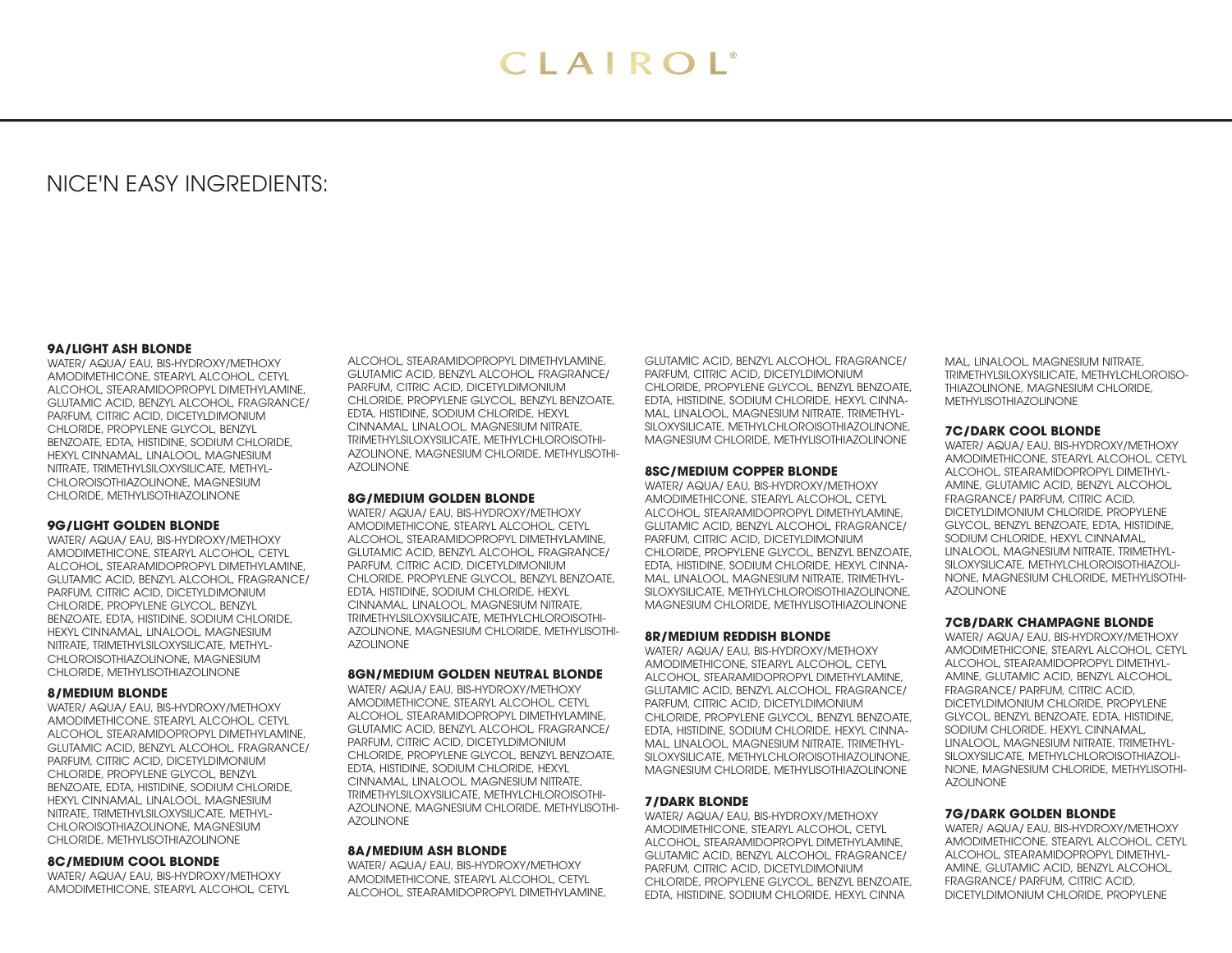# CLAIROL®

## NICE'N EASY INGREDIENTS:

**9A/LIGHT ASH BLONDE**
WATER/ AQUA/ EAU, BIS-HYDROXY/METHOXY AMODIMETHICONE, STEARYL ALCOHOL, CETYL ALCOHOL, STEARAMIDOPROPYL DIMETHYLAMINE, GLUTAMIC ACID, BENZYL ALCOHOL, FRAGRANCE/ PARFUM, CITRIC ACID, DICETYLDIMONIUM CHLORIDE, PROPYLENE GLYCOL, BENZYL BENZOATE, EDTA, HISTIDINE, SODIUM CHLORIDE, HEXYL CINNAMAL, LINALOOL, MAGNESIUM NITRATE, TRIMETHYLSILOXYSILICATE, METHYLCHLOROISOTHIAZOLINONE, MAGNESIUM CHLORIDE, METHYLISOTHIAZOLINONE

**9G/LIGHT GOLDEN BLONDE**
WATER/ AQUA/ EAU, BIS-HYDROXY/METHOXY AMODIMETHICONE, STEARYL ALCOHOL, CETYL ALCOHOL, STEARAMIDOPROPYL DIMETHYLAMINE, GLUTAMIC ACID, BENZYL ALCOHOL, FRAGRANCE/ PARFUM, CITRIC ACID, DICETYLDIMONIUM CHLORIDE, PROPYLENE GLYCOL, BENZYL BENZOATE, EDTA, HISTIDINE, SODIUM CHLORIDE, HEXYL CINNAMAL, LINALOOL, MAGNESIUM NITRATE, TRIMETHYLSILOXYSILICATE, METHYLCHLOROISOTHIAZOLINONE, MAGNESIUM CHLORIDE, METHYLISOTHIAZOLINONE

**8/MEDIUM BLONDE**
WATER/ AQUA/ EAU, BIS-HYDROXY/METHOXY AMODIMETHICONE, STEARYL ALCOHOL, CETYL ALCOHOL, STEARAMIDOPROPYL DIMETHYLAMINE, GLUTAMIC ACID, BENZYL ALCOHOL, FRAGRANCE/ PARFUM, CITRIC ACID, DICETYLDIMONIUM CHLORIDE, PROPYLENE GLYCOL, BENZYL BENZOATE, EDTA, HISTIDINE, SODIUM CHLORIDE, HEXYL CINNAMAL, LINALOOL, MAGNESIUM NITRATE, TRIMETHYLSILOXYSILICATE, METHYLCHLOROISOTHIAZOLINONE, MAGNESIUM CHLORIDE, METHYLISOTHIAZOLINONE

**8C/MEDIUM COOL BLONDE**
WATER/ AQUA/ EAU, BIS-HYDROXY/METHOXY AMODIMETHICONE, STEARYL ALCOHOL, CETYL ALCOHOL, STEARAMIDOPROPYL DIMETHYLAMINE, GLUTAMIC ACID, BENZYL ALCOHOL, FRAGRANCE/ PARFUM, CITRIC ACID, DICETYLDIMONIUM CHLORIDE, PROPYLENE GLYCOL, BENZYL BENZOATE, EDTA, HISTIDINE, SODIUM CHLORIDE, HEXYL CINNAMAL, LINALOOL, MAGNESIUM NITRATE, TRIMETHYLSILOXYSILICATE, METHYLCHLOROISOTHIAZOLINONE, MAGNESIUM CHLORIDE, METHYLISOTHIAZOLINONE

**8G/MEDIUM GOLDEN BLONDE**
WATER/ AQUA/ EAU, BIS-HYDROXY/METHOXY AMODIMETHICONE, STEARYL ALCOHOL, CETYL ALCOHOL, STEARAMIDOPROPYL DIMETHYLAMINE, GLUTAMIC ACID, BENZYL ALCOHOL, FRAGRANCE/ PARFUM, CITRIC ACID, DICETYLDIMONIUM CHLORIDE, PROPYLENE GLYCOL, BENZYL BENZOATE, EDTA, HISTIDINE, SODIUM CHLORIDE, HEXYL CINNAMAL, LINALOOL, MAGNESIUM NITRATE, TRIMETHYLSILOXYSILICATE, METHYLCHLOROISOTHIAZOLINONE, MAGNESIUM CHLORIDE, METHYLISOTHIAZOLINONE

**8GN/MEDIUM GOLDEN NEUTRAL BLONDE**
WATER/ AQUA/ EAU, BIS-HYDROXY/METHOXY AMODIMETHICONE, STEARYL ALCOHOL, CETYL ALCOHOL, STEARAMIDOPROPYL DIMETHYLAMINE, GLUTAMIC ACID, BENZYL ALCOHOL, FRAGRANCE/ PARFUM, CITRIC ACID, DICETYLDIMONIUM CHLORIDE, PROPYLENE GLYCOL, BENZYL BENZOATE, EDTA, HISTIDINE, SODIUM CHLORIDE, HEXYL CINNAMAL, LINALOOL, MAGNESIUM NITRATE, TRIMETHYLSILOXYSILICATE, METHYLCHLOROISOTHIAZOLINONE, MAGNESIUM CHLORIDE, METHYLISOTHIAZOLINONE

**8A/MEDIUM ASH BLONDE**
WATER/ AQUA/ EAU, BIS-HYDROXY/METHOXY AMODIMETHICONE, STEARYL ALCOHOL, CETYL ALCOHOL, STEARAMIDOPROPYL DIMETHYLAMINE, GLUTAMIC ACID, BENZYL ALCOHOL, FRAGRANCE/ PARFUM, CITRIC ACID, DICETYLDIMONIUM CHLORIDE, PROPYLENE GLYCOL, BENZYL BENZOATE, EDTA, HISTIDINE, SODIUM CHLORIDE, HEXYL CINNAMAL, LINALOOL, MAGNESIUM NITRATE, TRIMETHYLSILOXYSILICATE, METHYLCHLOROISOTHIAZOLINONE, MAGNESIUM CHLORIDE, METHYLISOTHIAZOLINONE

**8SC/MEDIUM COPPER BLONDE**
WATER/ AQUA/ EAU, BIS-HYDROXY/METHOXY AMODIMETHICONE, STEARYL ALCOHOL, CETYL ALCOHOL, STEARAMIDOPROPYL DIMETHYLAMINE, GLUTAMIC ACID, BENZYL ALCOHOL, FRAGRANCE/ PARFUM, CITRIC ACID, DICETYLDIMONIUM CHLORIDE, PROPYLENE GLYCOL, BENZYL BENZOATE, EDTA, HISTIDINE, SODIUM CHLORIDE, HEXYL CINNAMAL, LINALOOL, MAGNESIUM NITRATE, TRIMETHYLSILOXYSILICATE, METHYLCHLOROISOTHIAZOLINONE, MAGNESIUM CHLORIDE, METHYLISOTHIAZOLINONE

**8R/MEDIUM REDDISH BLONDE**
WATER/ AQUA/ EAU, BIS-HYDROXY/METHOXY AMODIMETHICONE, STEARYL ALCOHOL, CETYL ALCOHOL, STEARAMIDOPROPYL DIMETHYLAMINE, GLUTAMIC ACID, BENZYL ALCOHOL, FRAGRANCE/ PARFUM, CITRIC ACID, DICETYLDIMONIUM CHLORIDE, PROPYLENE GLYCOL, BENZYL BENZOATE, EDTA, HISTIDINE, SODIUM CHLORIDE, HEXYL CINNAMAL, LINALOOL, MAGNESIUM NITRATE, TRIMETHYLSILOXYSILICATE, METHYLCHLOROISOTHIAZOLINONE, MAGNESIUM CHLORIDE, METHYLISOTHIAZOLINONE

**7/DARK BLONDE**
WATER/ AQUA/ EAU, BIS-HYDROXY/METHOXY AMODIMETHICONE, STEARYL ALCOHOL, CETYL ALCOHOL, STEARAMIDOPROPYL DIMETHYLAMINE, GLUTAMIC ACID, BENZYL ALCOHOL, FRAGRANCE/ PARFUM, CITRIC ACID, DICETYLDIMONIUM CHLORIDE, PROPYLENE GLYCOL, BENZYL BENZOATE, EDTA, HISTIDINE, SODIUM CHLORIDE, HEXYL CINNAMAL, LINALOOL, MAGNESIUM NITRATE, TRIMETHYLSILOXYSILICATE, METHYLCHLOROISOTHIAZOLINONE, MAGNESIUM CHLORIDE, METHYLISOTHIAZOLINONE

**7C/DARK COOL BLONDE**
WATER/ AQUA/ EAU, BIS-HYDROXY/METHOXY AMODIMETHICONE, STEARYL ALCOHOL, CETYL ALCOHOL, STEARAMIDOPROPYL DIMETHYLAMINE, GLUTAMIC ACID, BENZYL ALCOHOL, FRAGRANCE/ PARFUM, CITRIC ACID, DICETYLDIMONIUM CHLORIDE, PROPYLENE GLYCOL, BENZYL BENZOATE, EDTA, HISTIDINE, SODIUM CHLORIDE, HEXYL CINNAMAL, LINALOOL, MAGNESIUM NITRATE, TRIMETHYLSILOXYSILICATE, METHYLCHLOROISOTHIAZOLINONE, MAGNESIUM CHLORIDE, METHYLISOTHIAZOLINONE

**7CB/DARK CHAMPAGNE BLONDE**
WATER/ AQUA/ EAU, BIS-HYDROXY/METHOXY AMODIMETHICONE, STEARYL ALCOHOL, CETYL ALCOHOL, STEARAMIDOPROPYL DIMETHYLAMINE, GLUTAMIC ACID, BENZYL ALCOHOL, FRAGRANCE/ PARFUM, CITRIC ACID, DICETYLDIMONIUM CHLORIDE, PROPYLENE GLYCOL, BENZYL BENZOATE, EDTA, HISTIDINE, SODIUM CHLORIDE, HEXYL CINNAMAL, LINALOOL, MAGNESIUM NITRATE, TRIMETHYLSILOXYSILICATE, METHYLCHLOROISOTHIAZOLINONE, MAGNESIUM CHLORIDE, METHYLISOTHIAZOLINONE

**7G/DARK GOLDEN BLONDE**
WATER/ AQUA/ EAU, BIS-HYDROXY/METHOXY AMODIMETHICONE, STEARYL ALCOHOL, CETYL ALCOHOL, STEARAMIDOPROPYL DIMETHYLAMINE, GLUTAMIC ACID, BENZYL ALCOHOL, FRAGRANCE/ PARFUM, CITRIC ACID, DICETYLDIMONIUM CHLORIDE, PROPYLENE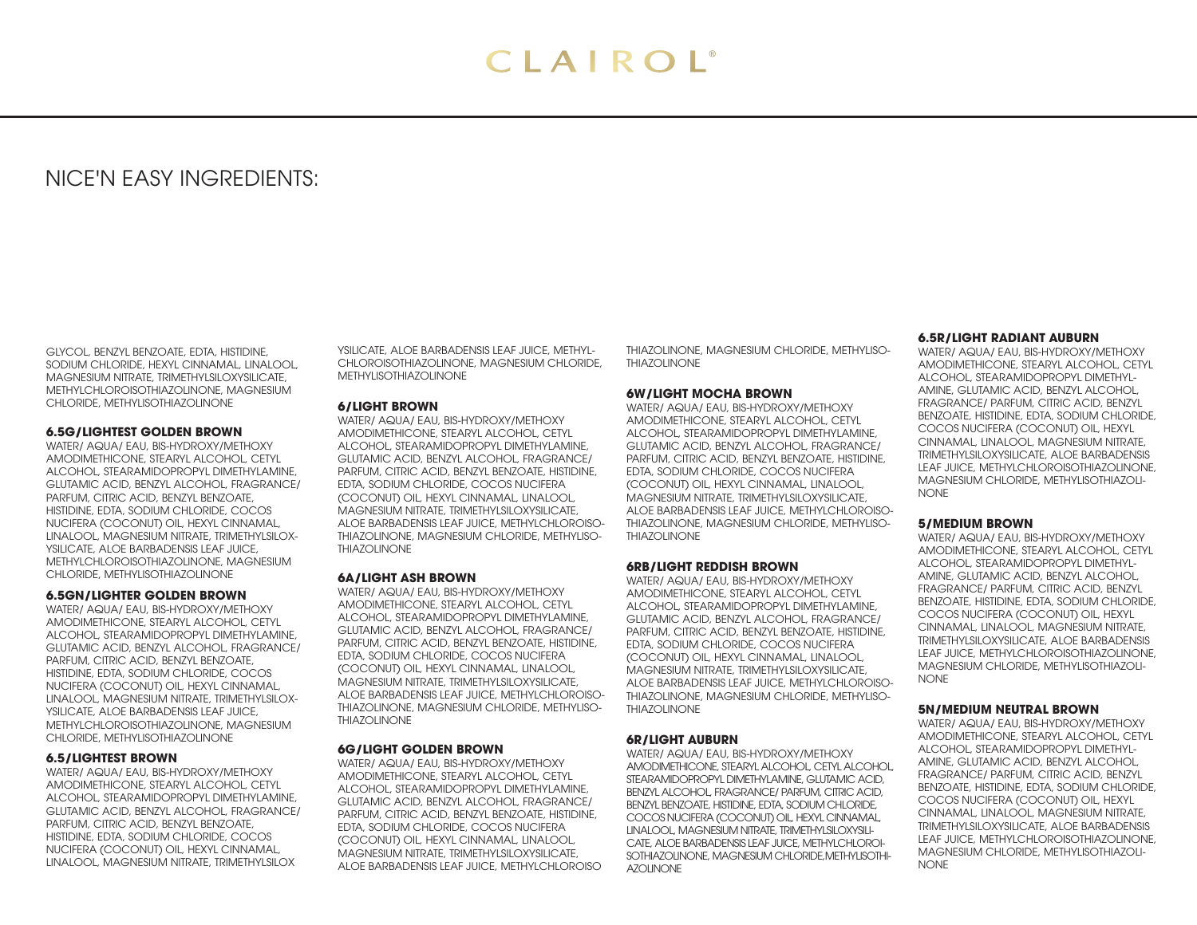# NICE'N EASY INGREDIENTS:

GLYCOL, BENZYL BENZOATE, EDTA, HISTIDINE, SODIUM CHLORIDE, HEXYL CINNAMAL, LINALOOL, MAGNESIUM NITRATE, TRIMETHYLSILOXYSILICATE, METHYLCHLOROISOTHIAZOLINONE, MAGNESIUM CHLORIDE, METHYLISOTHIAZOLINONE

### 6.5G/LIGHTEST GOLDEN BROWN

WATER/ AQUA/ EAU, BIS-HYDROXY/METHOXY AMODIMETHICONE, STEARYL ALCOHOL, CETYL ALCOHOL, STEARAMIDOPROPYL DIMETHYLAMINE, GLUTAMIC ACID, BENZYL ALCOHOL, FRAGRANCE/ PARFUM, CITRIC ACID, BENZYL BENZOATE, HISTIDINE, EDTA, SODIUM CHLORIDE, COCOS NUCIFERA (COCONUT) OIL, HEXYL CINNAMAL, LINALOOL, MAGNESIUM NITRATE, TRIMETHYLSILOXYSILICATE, ALOE BARBADENSIS LEAF JUICE, METHYLCHLOROISOTHIAZOLINONE, MAGNESIUM CHLORIDE, METHYLISOTHIAZOLINONE

### 6.5GN/LIGHTER GOLDEN BROWN

WATER/ AQUA/ EAU, BIS-HYDROXY/METHOXY AMODIMETHICONE, STEARYL ALCOHOL, CETYL ALCOHOL, STEARAMIDOPROPYL DIMETHYLAMINE, GLUTAMIC ACID, BENZYL ALCOHOL, FRAGRANCE/ PARFUM, CITRIC ACID, BENZYL BENZOATE, HISTIDINE, EDTA, SODIUM CHLORIDE, COCOS NUCIFERA (COCONUT) OIL, HEXYL CINNAMAL, LINALOOL, MAGNESIUM NITRATE, TRIMETHYLSILOXYSILICATE, ALOE BARBADENSIS LEAF JUICE, METHYLCHLOROISOTHIAZOLINONE, MAGNESIUM CHLORIDE, METHYLISOTHIAZOLINONE

### 6.5/LIGHTEST BROWN

WATER/ AQUA/ EAU, BIS-HYDROXY/METHOXY AMODIMETHICONE, STEARYL ALCOHOL, CETYL ALCOHOL, STEARAMIDOPROPYL DIMETHYLAMINE, GLUTAMIC ACID, BENZYL ALCOHOL, FRAGRANCE/ PARFUM, CITRIC ACID, BENZYL BENZOATE, HISTIDINE, EDTA, SODIUM CHLORIDE, COCOS NUCIFERA (COCONUT) OIL, HEXYL CINNAMAL, LINALOOL, MAGNESIUM NITRATE, TRIMETHYLSILOXYSILICATE, ALOE BARBADENSIS LEAF JUICE, METHYLCHLOROISOTHIAZOLINONE, MAGNESIUM CHLORIDE, METHYLISOTHIAZOLINONE

### 6/LIGHT BROWN

WATER/ AQUA/ EAU, BIS-HYDROXY/METHOXY AMODIMETHICONE, STEARYL ALCOHOL, CETYL ALCOHOL, STEARAMIDOPROPYL DIMETHYLAMINE, GLUTAMIC ACID, BENZYL ALCOHOL, FRAGRANCE/ PARFUM, CITRIC ACID, BENZYL BENZOATE, HISTIDINE, EDTA, SODIUM CHLORIDE, COCOS NUCIFERA (COCONUT) OIL, HEXYL CINNAMAL, LINALOOL, MAGNESIUM NITRATE, TRIMETHYLSILOXYSILICATE, ALOE BARBADENSIS LEAF JUICE, METHYLCHLOROISOTHIAZOLINONE, MAGNESIUM CHLORIDE, METHYLISOTHIAZOLINONE

### 6A/LIGHT ASH BROWN

WATER/ AQUA/ EAU, BIS-HYDROXY/METHOXY AMODIMETHICONE, STEARYL ALCOHOL, CETYL ALCOHOL, STEARAMIDOPROPYL DIMETHYLAMINE, GLUTAMIC ACID, BENZYL ALCOHOL, FRAGRANCE/ PARFUM, CITRIC ACID, BENZYL BENZOATE, HISTIDINE, EDTA, SODIUM CHLORIDE, COCOS NUCIFERA (COCONUT) OIL, HEXYL CINNAMAL, LINALOOL, MAGNESIUM NITRATE, TRIMETHYLSILOXYSILICATE, ALOE BARBADENSIS LEAF JUICE, METHYLCHLOROISOTHIAZOLINONE, MAGNESIUM CHLORIDE, METHYLISOTHIAZOLINONE

### 6G/LIGHT GOLDEN BROWN

WATER/ AQUA/ EAU, BIS-HYDROXY/METHOXY AMODIMETHICONE, STEARYL ALCOHOL, CETYL ALCOHOL, STEARAMIDOPROPYL DIMETHYLAMINE, GLUTAMIC ACID, BENZYL ALCOHOL, FRAGRANCE/ PARFUM, CITRIC ACID, BENZYL BENZOATE, HISTIDINE, EDTA, SODIUM CHLORIDE, COCOS NUCIFERA (COCONUT) OIL, HEXYL CINNAMAL, LINALOOL, MAGNESIUM NITRATE, TRIMETHYLSILOXYSILICATE, ALOE BARBADENSIS LEAF JUICE, METHYLCHLOROISOTHIAZOLINONE, MAGNESIUM CHLORIDE, METHYLISOTHIAZOLINONE

### 6W/LIGHT MOCHA BROWN

WATER/ AQUA/ EAU, BIS-HYDROXY/METHOXY AMODIMETHICONE, STEARYL ALCOHOL, CETYL ALCOHOL, STEARAMIDOPROPYL DIMETHYLAMINE, GLUTAMIC ACID, BENZYL ALCOHOL, FRAGRANCE/ PARFUM, CITRIC ACID, BENZYL BENZOATE, HISTIDINE, EDTA, SODIUM CHLORIDE, COCOS NUCIFERA (COCONUT) OIL, HEXYL CINNAMAL, LINALOOL, MAGNESIUM NITRATE, TRIMETHYLSILOXYSILICATE, ALOE BARBADENSIS LEAF JUICE, METHYLCHLOROISOTHIAZOLINONE, MAGNESIUM CHLORIDE, METHYLISOTHIAZOLINONE

### 6RB/LIGHT REDDISH BROWN

WATER/ AQUA/ EAU, BIS-HYDROXY/METHOXY AMODIMETHICONE, STEARYL ALCOHOL, CETYL ALCOHOL, STEARAMIDOPROPYL DIMETHYLAMINE, GLUTAMIC ACID, BENZYL ALCOHOL, FRAGRANCE/ PARFUM, CITRIC ACID, BENZYL BENZOATE, HISTIDINE, EDTA, SODIUM CHLORIDE, COCOS NUCIFERA (COCONUT) OIL, HEXYL CINNAMAL, LINALOOL, MAGNESIUM NITRATE, TRIMETHYLSILOXYSILICATE, ALOE BARBADENSIS LEAF JUICE, METHYLCHLOROISOTHIAZOLINONE, MAGNESIUM CHLORIDE, METHYLISOTHIAZOLINONE

### 6R/LIGHT AUBURN

WATER/ AQUA/ EAU, BIS-HYDROXY/METHOXY AMODIMETHICONE, STEARYL ALCOHOL, CETYL ALCOHOL, STEARAMIDOPROPYL DIMETHYLAMINE, GLUTAMIC ACID, BENZYL ALCOHOL, FRAGRANCE/ PARFUM, CITRIC ACID, BENZYL BENZOATE, HISTIDINE, EDTA, SODIUM CHLORIDE, COCOS NUCIFERA (COCONUT) OIL, HEXYL CINNAMAL, LINALOOL, MAGNESIUM NITRATE, TRIMETHYLSILOXYSILICATE, ALOE BARBADENSIS LEAF JUICE, METHYLCHLOROISOTHIAZOLINONE, MAGNESIUM CHLORIDE,METHYLISOTHIAZOLINONE

### 6.5R/LIGHT RADIANT AUBURN

WATER/ AQUA/ EAU, BIS-HYDROXY/METHOXY AMODIMETHICONE, STEARYL ALCOHOL, CETYL ALCOHOL, STEARAMIDOPROPYL DIMETHYLAMINE, GLUTAMIC ACID, BENZYL ALCOHOL, FRAGRANCE/ PARFUM, CITRIC ACID, BENZYL BENZOATE, HISTIDINE, EDTA, SODIUM CHLORIDE, COCOS NUCIFERA (COCONUT) OIL, HEXYL CINNAMAL, LINALOOL, MAGNESIUM NITRATE, TRIMETHYLSILOXYSILICATE, ALOE BARBADENSIS LEAF JUICE, METHYLCHLOROISOTHIAZOLINONE, MAGNESIUM CHLORIDE, METHYLISOTHIAZOLINONE

### 5/MEDIUM BROWN

WATER/ AQUA/ EAU, BIS-HYDROXY/METHOXY AMODIMETHICONE, STEARYL ALCOHOL, CETYL ALCOHOL, STEARAMIDOPROPYL DIMETHYLAMINE, GLUTAMIC ACID, BENZYL ALCOHOL, FRAGRANCE/ PARFUM, CITRIC ACID, BENZYL BENZOATE, HISTIDINE, EDTA, SODIUM CHLORIDE, COCOS NUCIFERA (COCONUT) OIL, HEXYL CINNAMAL, LINALOOL, MAGNESIUM NITRATE, TRIMETHYLSILOXYSILICATE, ALOE BARBADENSIS LEAF JUICE, METHYLCHLOROISOTHIAZOLINONE, MAGNESIUM CHLORIDE, METHYLISOTHIAZOLINONE

### 5N/MEDIUM NEUTRAL BROWN

WATER/ AQUA/ EAU, BIS-HYDROXY/METHOXY AMODIMETHICONE, STEARYL ALCOHOL, CETYL ALCOHOL, STEARAMIDOPROPYL DIMETHYLAMINE, GLUTAMIC ACID, BENZYL ALCOHOL, FRAGRANCE/ PARFUM, CITRIC ACID, BENZYL BENZOATE, HISTIDINE, EDTA, SODIUM CHLORIDE, COCOS NUCIFERA (COCONUT) OIL, HEXYL CINNAMAL, LINALOOL, MAGNESIUM NITRATE, TRIMETHYLSILOXYSILICATE, ALOE BARBADENSIS LEAF JUICE, METHYLCHLOROISOTHIAZOLINONE, MAGNESIUM CHLORIDE, METHYLISOTHIAZOLINONE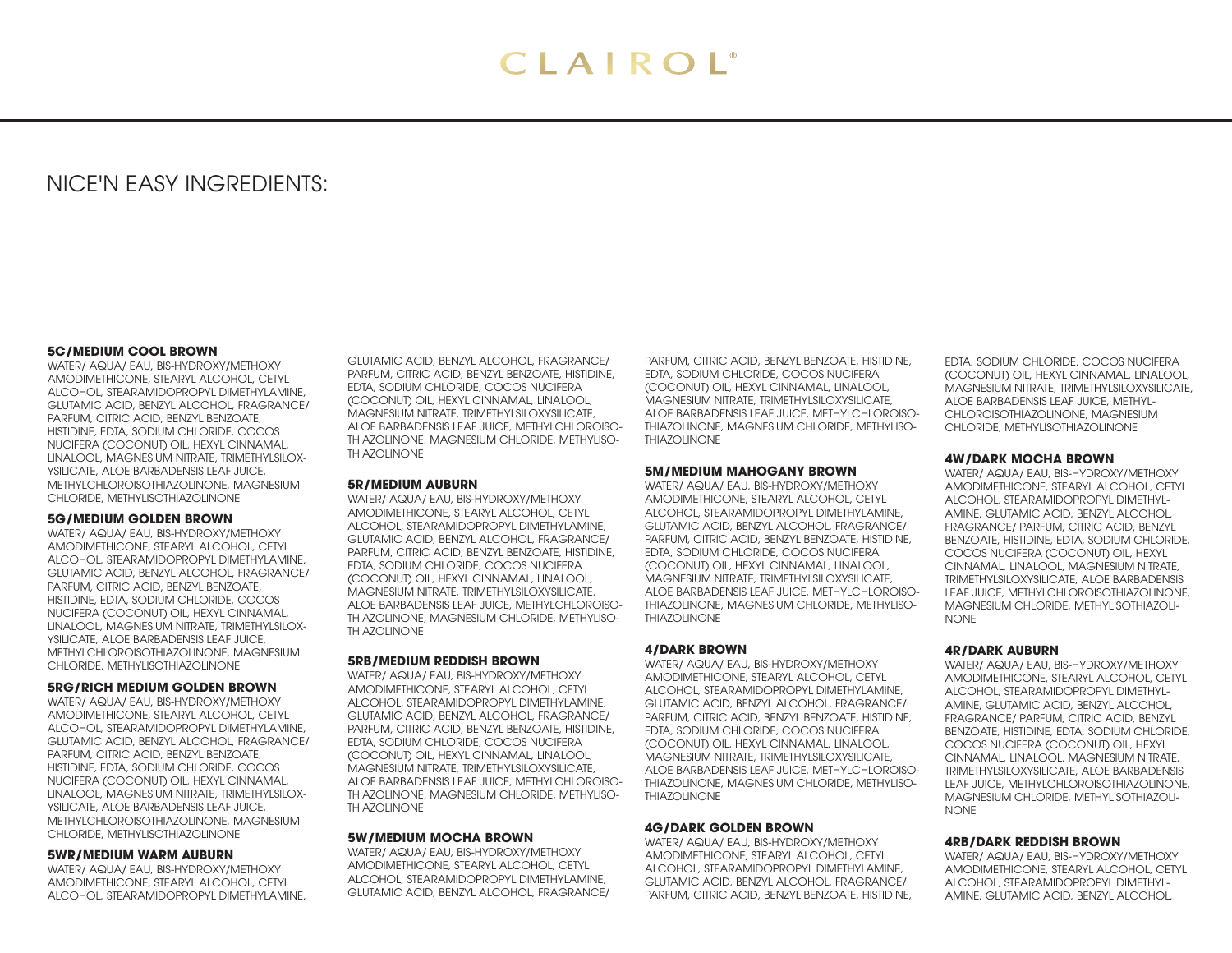# CLAIROL®

## NICE'N EASY INGREDIENTS:

**5C/MEDIUM COOL BROWN**
WATER/ AQUA/ EAU, BIS-HYDROXY/METHOXY AMODIMETHICONE, STEARYL ALCOHOL, CETYL ALCOHOL, STEARAMIDOPROPYL DIMETHYLAMINE, GLUTAMIC ACID, BENZYL ALCOHOL, FRAGRANCE/ PARFUM, CITRIC ACID, BENZYL BENZOATE, HISTIDINE, EDTA, SODIUM CHLORIDE, COCOS NUCIFERA (COCONUT) OIL, HEXYL CINNAMAL, LINALOOL, MAGNESIUM NITRATE, TRIMETHYLSILOXYSILICATE, ALOE BARBADENSIS LEAF JUICE, METHYLCHLOROISOTHIAZOLINONE, MAGNESIUM CHLORIDE, METHYLISOTHIAZOLINONE

**5G/MEDIUM GOLDEN BROWN**
WATER/ AQUA/ EAU, BIS-HYDROXY/METHOXY AMODIMETHICONE, STEARYL ALCOHOL, CETYL ALCOHOL, STEARAMIDOPROPYL DIMETHYLAMINE, GLUTAMIC ACID, BENZYL ALCOHOL, FRAGRANCE/ PARFUM, CITRIC ACID, BENZYL BENZOATE, HISTIDINE, EDTA, SODIUM CHLORIDE, COCOS NUCIFERA (COCONUT) OIL, HEXYL CINNAMAL, LINALOOL, MAGNESIUM NITRATE, TRIMETHYLSILOXYSILICATE, ALOE BARBADENSIS LEAF JUICE, METHYLCHLOROISOTHIAZOLINONE, MAGNESIUM CHLORIDE, METHYLISOTHIAZOLINONE

**5RG/RICH MEDIUM GOLDEN BROWN**
WATER/ AQUA/ EAU, BIS-HYDROXY/METHOXY AMODIMETHICONE, STEARYL ALCOHOL, CETYL ALCOHOL, STEARAMIDOPROPYL DIMETHYLAMINE, GLUTAMIC ACID, BENZYL ALCOHOL, FRAGRANCE/ PARFUM, CITRIC ACID, BENZYL BENZOATE, HISTIDINE, EDTA, SODIUM CHLORIDE, COCOS NUCIFERA (COCONUT) OIL, HEXYL CINNAMAL, LINALOOL, MAGNESIUM NITRATE, TRIMETHYLSILOXYSILICATE, ALOE BARBADENSIS LEAF JUICE, METHYLCHLOROISOTHIAZOLINONE, MAGNESIUM CHLORIDE, METHYLISOTHIAZOLINONE

**5WR/MEDIUM WARM AUBURN**
WATER/ AQUA/ EAU, BIS-HYDROXY/METHOXY AMODIMETHICONE, STEARYL ALCOHOL, CETYL ALCOHOL, STEARAMIDOPROPYL DIMETHYLAMINE, GLUTAMIC ACID, BENZYL ALCOHOL, FRAGRANCE/ PARFUM, CITRIC ACID, BENZYL BENZOATE, HISTIDINE, EDTA, SODIUM CHLORIDE, COCOS NUCIFERA (COCONUT) OIL, HEXYL CINNAMAL, LINALOOL, MAGNESIUM NITRATE, TRIMETHYLSILOXYSILICATE, ALOE BARBADENSIS LEAF JUICE, METHYLCHLOROISOTHIAZOLINONE, MAGNESIUM CHLORIDE, METHYLISOTHIAZOLINONE

**5R/MEDIUM AUBURN**
WATER/ AQUA/ EAU, BIS-HYDROXY/METHOXY AMODIMETHICONE, STEARYL ALCOHOL, CETYL ALCOHOL, STEARAMIDOPROPYL DIMETHYLAMINE, GLUTAMIC ACID, BENZYL ALCOHOL, FRAGRANCE/ PARFUM, CITRIC ACID, BENZYL BENZOATE, HISTIDINE, EDTA, SODIUM CHLORIDE, COCOS NUCIFERA (COCONUT) OIL, HEXYL CINNAMAL, LINALOOL, MAGNESIUM NITRATE, TRIMETHYLSILOXYSILICATE, ALOE BARBADENSIS LEAF JUICE, METHYLCHLOROISOTHIAZOLINONE, MAGNESIUM CHLORIDE, METHYLISOTHIAZOLINONE

**5RB/MEDIUM REDDISH BROWN**
WATER/ AQUA/ EAU, BIS-HYDROXY/METHOXY AMODIMETHICONE, STEARYL ALCOHOL, CETYL ALCOHOL, STEARAMIDOPROPYL DIMETHYLAMINE, GLUTAMIC ACID, BENZYL ALCOHOL, FRAGRANCE/ PARFUM, CITRIC ACID, BENZYL BENZOATE, HISTIDINE, EDTA, SODIUM CHLORIDE, COCOS NUCIFERA (COCONUT) OIL, HEXYL CINNAMAL, LINALOOL, MAGNESIUM NITRATE, TRIMETHYLSILOXYSILICATE, ALOE BARBADENSIS LEAF JUICE, METHYLCHLOROISOTHIAZOLINONE, MAGNESIUM CHLORIDE, METHYLISOTHIAZOLINONE

**5W/MEDIUM MOCHA BROWN**
WATER/ AQUA/ EAU, BIS-HYDROXY/METHOXY AMODIMETHICONE, STEARYL ALCOHOL, CETYL ALCOHOL, STEARAMIDOPROPYL DIMETHYLAMINE, GLUTAMIC ACID, BENZYL ALCOHOL, FRAGRANCE/ PARFUM, CITRIC ACID, BENZYL BENZOATE, HISTIDINE, EDTA, SODIUM CHLORIDE, COCOS NUCIFERA (COCONUT) OIL, HEXYL CINNAMAL, LINALOOL, MAGNESIUM NITRATE, TRIMETHYLSILOXYSILICATE, ALOE BARBADENSIS LEAF JUICE, METHYLCHLOROISOTHIAZOLINONE, MAGNESIUM CHLORIDE, METHYLISOTHIAZOLINONE

**5M/MEDIUM MAHOGANY BROWN**
WATER/ AQUA/ EAU, BIS-HYDROXY/METHOXY AMODIMETHICONE, STEARYL ALCOHOL, CETYL ALCOHOL, STEARAMIDOPROPYL DIMETHYLAMINE, GLUTAMIC ACID, BENZYL ALCOHOL, FRAGRANCE/ PARFUM, CITRIC ACID, BENZYL BENZOATE, HISTIDINE, EDTA, SODIUM CHLORIDE, COCOS NUCIFERA (COCONUT) OIL, HEXYL CINNAMAL, LINALOOL, MAGNESIUM NITRATE, TRIMETHYLSILOXYSILICATE, ALOE BARBADENSIS LEAF JUICE, METHYLCHLOROISOTHIAZOLINONE, MAGNESIUM CHLORIDE, METHYLISOTHIAZOLINONE

**4/DARK BROWN**
WATER/ AQUA/ EAU, BIS-HYDROXY/METHOXY AMODIMETHICONE, STEARYL ALCOHOL, CETYL ALCOHOL, STEARAMIDOPROPYL DIMETHYLAMINE, GLUTAMIC ACID, BENZYL ALCOHOL, FRAGRANCE/ PARFUM, CITRIC ACID, BENZYL BENZOATE, HISTIDINE, EDTA, SODIUM CHLORIDE, COCOS NUCIFERA (COCONUT) OIL, HEXYL CINNAMAL, LINALOOL, MAGNESIUM NITRATE, TRIMETHYLSILOXYSILICATE, ALOE BARBADENSIS LEAF JUICE, METHYLCHLOROISOTHIAZOLINONE, MAGNESIUM CHLORIDE, METHYLISOTHIAZOLINONE

**4G/DARK GOLDEN BROWN**
WATER/ AQUA/ EAU, BIS-HYDROXY/METHOXY AMODIMETHICONE, STEARYL ALCOHOL, CETYL ALCOHOL, STEARAMIDOPROPYL DIMETHYLAMINE, GLUTAMIC ACID, BENZYL ALCOHOL, FRAGRANCE/ PARFUM, CITRIC ACID, BENZYL BENZOATE, HISTIDINE, EDTA, SODIUM CHLORIDE, COCOS NUCIFERA (COCONUT) OIL, HEXYL CINNAMAL, LINALOOL, MAGNESIUM NITRATE, TRIMETHYLSILOXYSILICATE, ALOE BARBADENSIS LEAF JUICE, METHYLCHLOROISOTHIAZOLINONE, MAGNESIUM CHLORIDE, METHYLISOTHIAZOLINONE

**4W/DARK MOCHA BROWN**
WATER/ AQUA/ EAU, BIS-HYDROXY/METHOXY AMODIMETHICONE, STEARYL ALCOHOL, CETYL ALCOHOL, STEARAMIDOPROPYL DIMETHYLAMINE, GLUTAMIC ACID, BENZYL ALCOHOL, FRAGRANCE/ PARFUM, CITRIC ACID, BENZYL BENZOATE, HISTIDINE, EDTA, SODIUM CHLORIDE, COCOS NUCIFERA (COCONUT) OIL, HEXYL CINNAMAL, LINALOOL, MAGNESIUM NITRATE, TRIMETHYLSILOXYSILICATE, ALOE BARBADENSIS LEAF JUICE, METHYLCHLOROISOTHIAZOLINONE, MAGNESIUM CHLORIDE, METHYLISOTHIAZOLINONE

**4R/DARK AUBURN**
WATER/ AQUA/ EAU, BIS-HYDROXY/METHOXY AMODIMETHICONE, STEARYL ALCOHOL, CETYL ALCOHOL, STEARAMIDOPROPYL DIMETHYLAMINE, GLUTAMIC ACID, BENZYL ALCOHOL, FRAGRANCE/ PARFUM, CITRIC ACID, BENZYL BENZOATE, HISTIDINE, EDTA, SODIUM CHLORIDE, COCOS NUCIFERA (COCONUT) OIL, HEXYL CINNAMAL, LINALOOL, MAGNESIUM NITRATE, TRIMETHYLSILOXYSILICATE, ALOE BARBADENSIS LEAF JUICE, METHYLCHLOROISOTHIAZOLINONE, MAGNESIUM CHLORIDE, METHYLISOTHIAZOLINONE

**4RB/DARK REDDISH BROWN**
WATER/ AQUA/ EAU, BIS-HYDROXY/METHOXY AMODIMETHICONE, STEARYL ALCOHOL, CETYL ALCOHOL, STEARAMIDOPROPYL DIMETHYLAMINE, GLUTAMIC ACID, BENZYL ALCOHOL,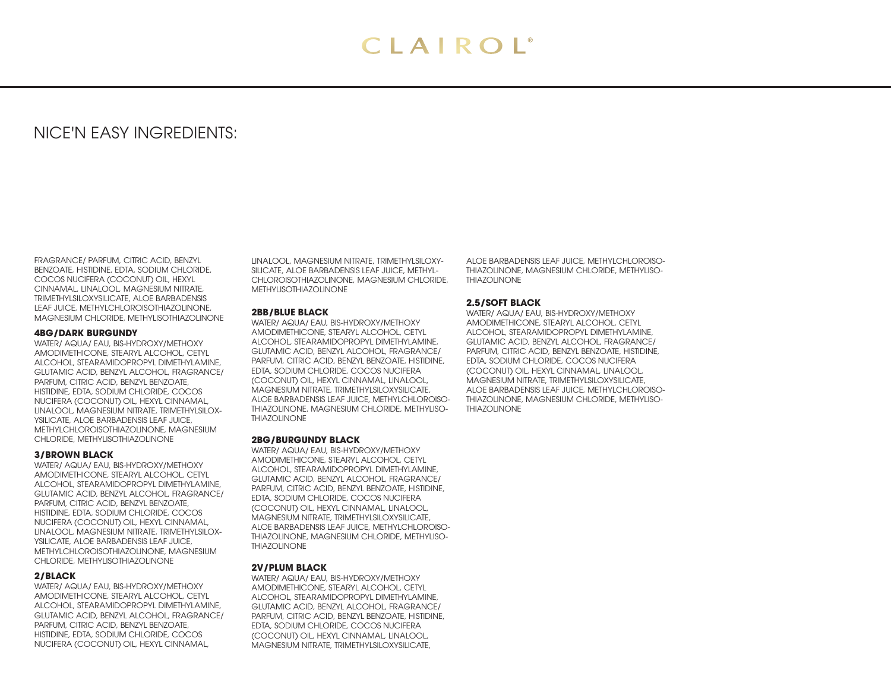# CLAIROL®

## NICE'N EASY INGREDIENTS:

FRAGRANCE/ PARFUM, CITRIC ACID, BENZYL BENZOATE, HISTIDINE, EDTA, SODIUM CHLORIDE, COCOS NUCIFERA (COCONUT) OIL, HEXYL CINNAMAL, LINALOOL, MAGNESIUM NITRATE, TRIMETHYLSILOXYSILICATE, ALOE BARBADENSIS LEAF JUICE, METHYLCHLOROISOTHIAZOLINONE, MAGNESIUM CHLORIDE, METHYLISOTHIAZOLINONE

**4BG/DARK BURGUNDY**
WATER/ AQUA/ EAU, BIS-HYDROXY/METHOXY AMODIMETHICONE, STEARYL ALCOHOL, CETYL ALCOHOL, STEARAMIDOPROPYL DIMETHYLAMINE, GLUTAMIC ACID, BENZYL ALCOHOL, FRAGRANCE/ PARFUM, CITRIC ACID, BENZYL BENZOATE, HISTIDINE, EDTA, SODIUM CHLORIDE, COCOS NUCIFERA (COCONUT) OIL, HEXYL CINNAMAL, LINALOOL, MAGNESIUM NITRATE, TRIMETHYLSILOXYSILICATE, ALOE BARBADENSIS LEAF JUICE, METHYLCHLOROISOTHIAZOLINONE, MAGNESIUM CHLORIDE, METHYLISOTHIAZOLINONE

**3/BROWN BLACK**
WATER/ AQUA/ EAU, BIS-HYDROXY/METHOXY AMODIMETHICONE, STEARYL ALCOHOL, CETYL ALCOHOL, STEARAMIDOPROPYL DIMETHYLAMINE, GLUTAMIC ACID, BENZYL ALCOHOL, FRAGRANCE/ PARFUM, CITRIC ACID, BENZYL BENZOATE, HISTIDINE, EDTA, SODIUM CHLORIDE, COCOS NUCIFERA (COCONUT) OIL, HEXYL CINNAMAL, LINALOOL, MAGNESIUM NITRATE, TRIMETHYLSILOXYSILICATE, ALOE BARBADENSIS LEAF JUICE, METHYLCHLOROISOTHIAZOLINONE, MAGNESIUM CHLORIDE, METHYLISOTHIAZOLINONE

**2/BLACK**
WATER/ AQUA/ EAU, BIS-HYDROXY/METHOXY AMODIMETHICONE, STEARYL ALCOHOL, CETYL ALCOHOL, STEARAMIDOPROPYL DIMETHYLAMINE, GLUTAMIC ACID, BENZYL ALCOHOL, FRAGRANCE/ PARFUM, CITRIC ACID, BENZYL BENZOATE, HISTIDINE, EDTA, SODIUM CHLORIDE, COCOS NUCIFERA (COCONUT) OIL, HEXYL CINNAMAL, LINALOOL, MAGNESIUM NITRATE, TRIMETHYLSILOXYSILICATE, ALOE BARBADENSIS LEAF JUICE, METHYLCHLOROISOTHIAZOLINONE, MAGNESIUM CHLORIDE, METHYLISOTHIAZOLINONE

**2BB/BLUE BLACK**
WATER/ AQUA/ EAU, BIS-HYDROXY/METHOXY AMODIMETHICONE, STEARYL ALCOHOL, CETYL ALCOHOL, STEARAMIDOPROPYL DIMETHYLAMINE, GLUTAMIC ACID, BENZYL ALCOHOL, FRAGRANCE/ PARFUM, CITRIC ACID, BENZYL BENZOATE, HISTIDINE, EDTA, SODIUM CHLORIDE, COCOS NUCIFERA (COCONUT) OIL, HEXYL CINNAMAL, LINALOOL, MAGNESIUM NITRATE, TRIMETHYLSILOXYSILICATE, ALOE BARBADENSIS LEAF JUICE, METHYLCHLOROISOTHIAZOLINONE, MAGNESIUM CHLORIDE, METHYLISOTHIAZOLINONE

**2BG/BURGUNDY BLACK**
WATER/ AQUA/ EAU, BIS-HYDROXY/METHOXY AMODIMETHICONE, STEARYL ALCOHOL, CETYL ALCOHOL, STEARAMIDOPROPYL DIMETHYLAMINE, GLUTAMIC ACID, BENZYL ALCOHOL, FRAGRANCE/ PARFUM, CITRIC ACID, BENZYL BENZOATE, HISTIDINE, EDTA, SODIUM CHLORIDE, COCOS NUCIFERA (COCONUT) OIL, HEXYL CINNAMAL, LINALOOL, MAGNESIUM NITRATE, TRIMETHYLSILOXYSILICATE, ALOE BARBADENSIS LEAF JUICE, METHYLCHLOROISOTHIAZOLINONE, MAGNESIUM CHLORIDE, METHYLISOTHIAZOLINONE

**2V/PLUM BLACK**
WATER/ AQUA/ EAU, BIS-HYDROXY/METHOXY AMODIMETHICONE, STEARYL ALCOHOL, CETYL ALCOHOL, STEARAMIDOPROPYL DIMETHYLAMINE, GLUTAMIC ACID, BENZYL ALCOHOL, FRAGRANCE/ PARFUM, CITRIC ACID, BENZYL BENZOATE, HISTIDINE, EDTA, SODIUM CHLORIDE, COCOS NUCIFERA (COCONUT) OIL, HEXYL CINNAMAL, LINALOOL, MAGNESIUM NITRATE, TRIMETHYLSILOXYSILICATE, ALOE BARBADENSIS LEAF JUICE, METHYLCHLOROISOTHIAZOLINONE, MAGNESIUM CHLORIDE, METHYLISOTHIAZOLINONE

**2.5/SOFT BLACK**
WATER/ AQUA/ EAU, BIS-HYDROXY/METHOXY AMODIMETHICONE, STEARYL ALCOHOL, CETYL ALCOHOL, STEARAMIDOPROPYL DIMETHYLAMINE, GLUTAMIC ACID, BENZYL ALCOHOL, FRAGRANCE/ PARFUM, CITRIC ACID, BENZYL BENZOATE, HISTIDINE, EDTA, SODIUM CHLORIDE, COCOS NUCIFERA (COCONUT) OIL, HEXYL CINNAMAL, LINALOOL, MAGNESIUM NITRATE, TRIMETHYLSILOXYSILICATE, ALOE BARBADENSIS LEAF JUICE, METHYLCHLOROISOTHIAZOLINONE, MAGNESIUM CHLORIDE, METHYLISOTHIAZOLINONE